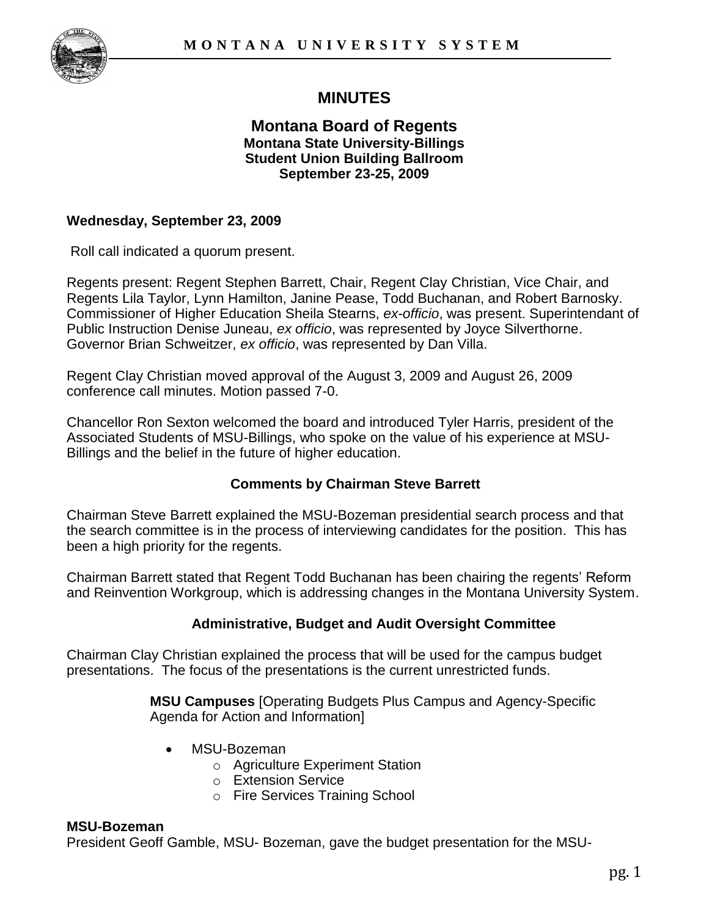# MINUTES

## Montana Board of Regents

**Montana State University-Billings**
**Student Union Building Ballroom**
**September 23-25, 2009**

**Wednesday, September 23, 2009**

Roll call indicated a quorum present.

Regents present: Regent Stephen Barrett, Chair, Regent Clay Christian, Vice Chair, and Regents Lila Taylor, Lynn Hamilton, Janine Pease, Todd Buchanan, and Robert Barnosky. Commissioner of Higher Education Sheila Stearns, *ex-officio*, was present. Superintendant of Public Instruction Denise Juneau, *ex officio*, was represented by Joyce Silverthorne. Governor Brian Schweitzer, *ex officio*, was represented by Dan Villa.

Regent Clay Christian moved approval of the August 3, 2009 and August 26, 2009 conference call minutes. Motion passed 7-0.

Chancellor Ron Sexton welcomed the board and introduced Tyler Harris, president of the Associated Students of MSU-Billings, who spoke on the value of his experience at MSU-Billings and the belief in the future of higher education.

### Comments by Chairman Steve Barrett

Chairman Steve Barrett explained the MSU-Bozeman presidential search process and that the search committee is in the process of interviewing candidates for the position. This has been a high priority for the regents.

Chairman Barrett stated that Regent Todd Buchanan has been chairing the regents' Reform and Reinvention Workgroup, which is addressing changes in the Montana University System.

### Administrative, Budget and Audit Oversight Committee

Chairman Clay Christian explained the process that will be used for the campus budget presentations. The focus of the presentations is the current unrestricted funds.

**MSU Campuses** [Operating Budgets Plus Campus and Agency-Specific Agenda for Action and Information]

- MSU-Bozeman
  - Agriculture Experiment Station
  - Extension Service
  - Fire Services Training School

**MSU-Bozeman**
President Geoff Gamble, MSU- Bozeman, gave the budget presentation for the MSU-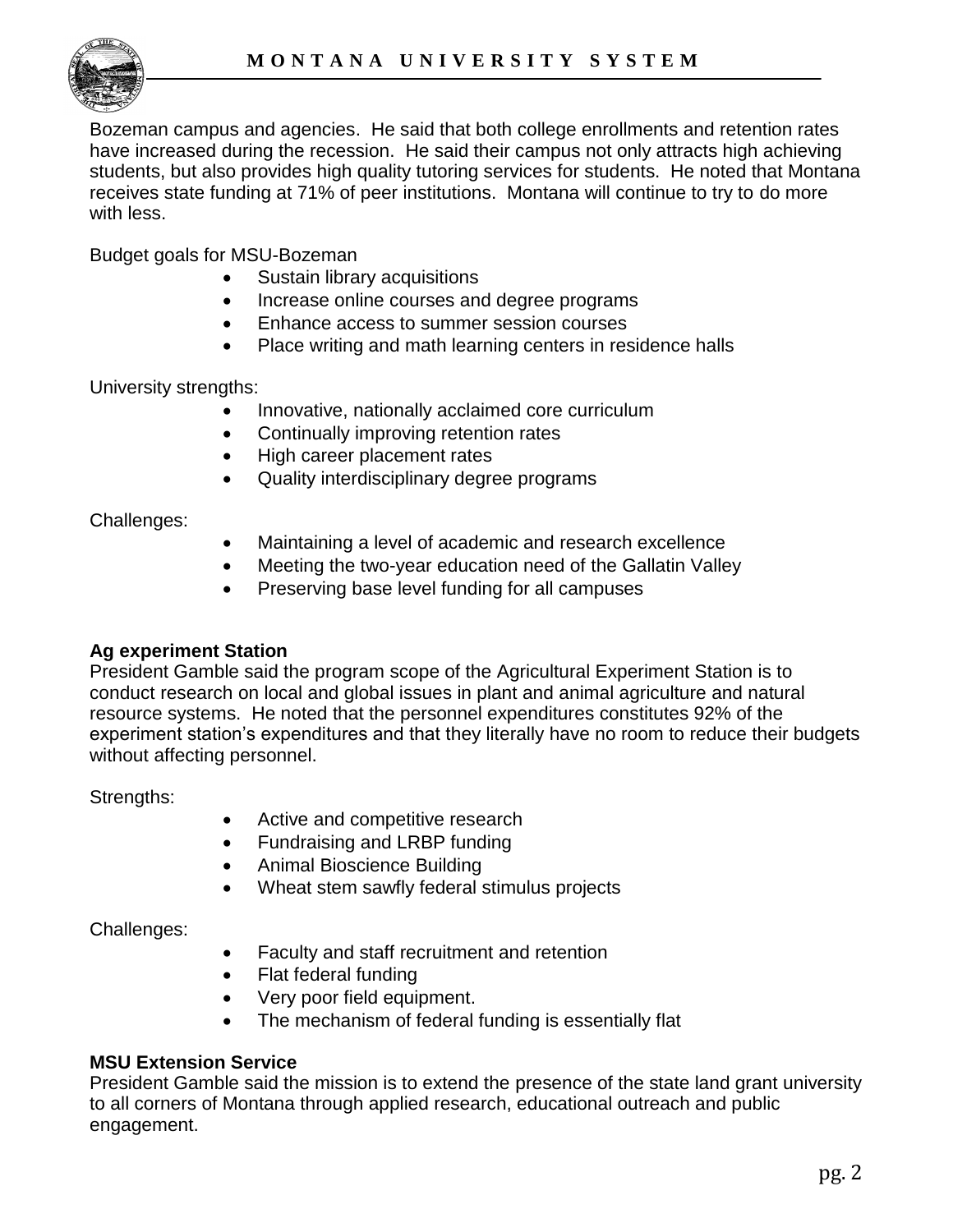Bozeman campus and agencies. He said that both college enrollments and retention rates have increased during the recession. He said their campus not only attracts high achieving students, but also provides high quality tutoring services for students. He noted that Montana receives state funding at 71% of peer institutions. Montana will continue to try to do more with less.

Budget goals for MSU-Bozeman

- Sustain library acquisitions
- Increase online courses and degree programs
- Enhance access to summer session courses
- Place writing and math learning centers in residence halls

University strengths:

- Innovative, nationally acclaimed core curriculum
- Continually improving retention rates
- High career placement rates
- Quality interdisciplinary degree programs

Challenges:

- Maintaining a level of academic and research excellence
- Meeting the two-year education need of the Gallatin Valley
- Preserving base level funding for all campuses

**Ag experiment Station**
President Gamble said the program scope of the Agricultural Experiment Station is to conduct research on local and global issues in plant and animal agriculture and natural resource systems. He noted that the personnel expenditures constitutes 92% of the experiment station's expenditures and that they literally have no room to reduce their budgets without affecting personnel.

Strengths:

- Active and competitive research
- Fundraising and LRBP funding
- Animal Bioscience Building
- Wheat stem sawfly federal stimulus projects

Challenges:

- Faculty and staff recruitment and retention
- Flat federal funding
- Very poor field equipment.
- The mechanism of federal funding is essentially flat

**MSU Extension Service**
President Gamble said the mission is to extend the presence of the state land grant university to all corners of Montana through applied research, educational outreach and public engagement.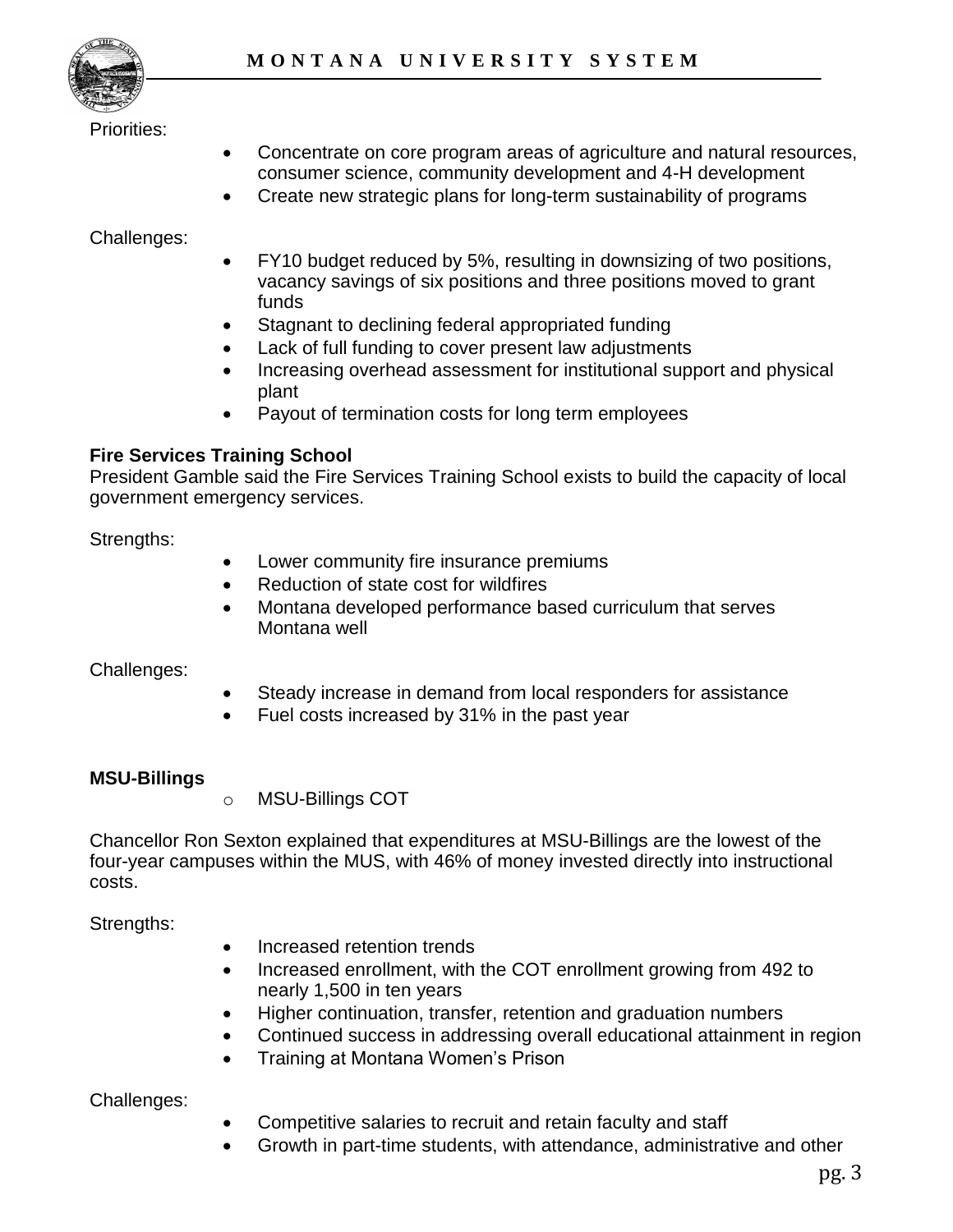Priorities:

- Concentrate on core program areas of agriculture and natural resources, consumer science, community development and 4-H development
- Create new strategic plans for long-term sustainability of programs

Challenges:

- FY10 budget reduced by 5%, resulting in downsizing of two positions, vacancy savings of six positions and three positions moved to grant funds
- Stagnant to declining federal appropriated funding
- Lack of full funding to cover present law adjustments
- Increasing overhead assessment for institutional support and physical plant
- Payout of termination costs for long term employees

**Fire Services Training School**

President Gamble said the Fire Services Training School exists to build the capacity of local government emergency services.

Strengths:

- Lower community fire insurance premiums
- Reduction of state cost for wildfires
- Montana developed performance based curriculum that serves Montana well

Challenges:

- Steady increase in demand from local responders for assistance
- Fuel costs increased by 31% in the past year

**MSU-Billings**

- MSU-Billings COT

Chancellor Ron Sexton explained that expenditures at MSU-Billings are the lowest of the four-year campuses within the MUS, with 46% of money invested directly into instructional costs.

Strengths:

- Increased retention trends
- Increased enrollment, with the COT enrollment growing from 492 to nearly 1,500 in ten years
- Higher continuation, transfer, retention and graduation numbers
- Continued success in addressing overall educational attainment in region
- Training at Montana Women's Prison

Challenges:

- Competitive salaries to recruit and retain faculty and staff
- Growth in part-time students, with attendance, administrative and other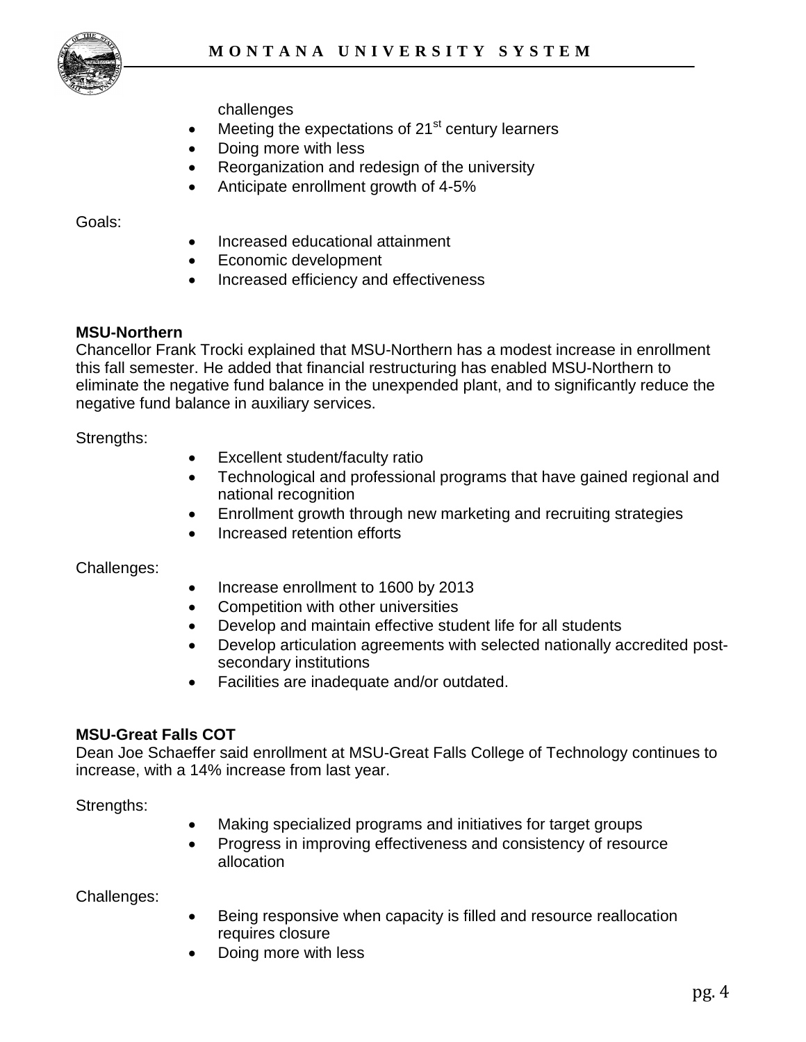challenges

- Meeting the expectations of 21st century learners
- Doing more with less
- Reorganization and redesign of the university
- Anticipate enrollment growth of 4-5%

Goals:

- Increased educational attainment
- Economic development
- Increased efficiency and effectiveness

**MSU-Northern**

Chancellor Frank Trocki explained that MSU-Northern has a modest increase in enrollment this fall semester. He added that financial restructuring has enabled MSU-Northern to eliminate the negative fund balance in the unexpended plant, and to significantly reduce the negative fund balance in auxiliary services.

Strengths:

- Excellent student/faculty ratio
- Technological and professional programs that have gained regional and national recognition
- Enrollment growth through new marketing and recruiting strategies
- Increased retention efforts

Challenges:

- Increase enrollment to 1600 by 2013
- Competition with other universities
- Develop and maintain effective student life for all students
- Develop articulation agreements with selected nationally accredited post-secondary institutions
- Facilities are inadequate and/or outdated.

**MSU-Great Falls COT**

Dean Joe Schaeffer said enrollment at MSU-Great Falls College of Technology continues to increase, with a 14% increase from last year.

Strengths:

- Making specialized programs and initiatives for target groups
- Progress in improving effectiveness and consistency of resource allocation

Challenges:

- Being responsive when capacity is filled and resource reallocation requires closure
- Doing more with less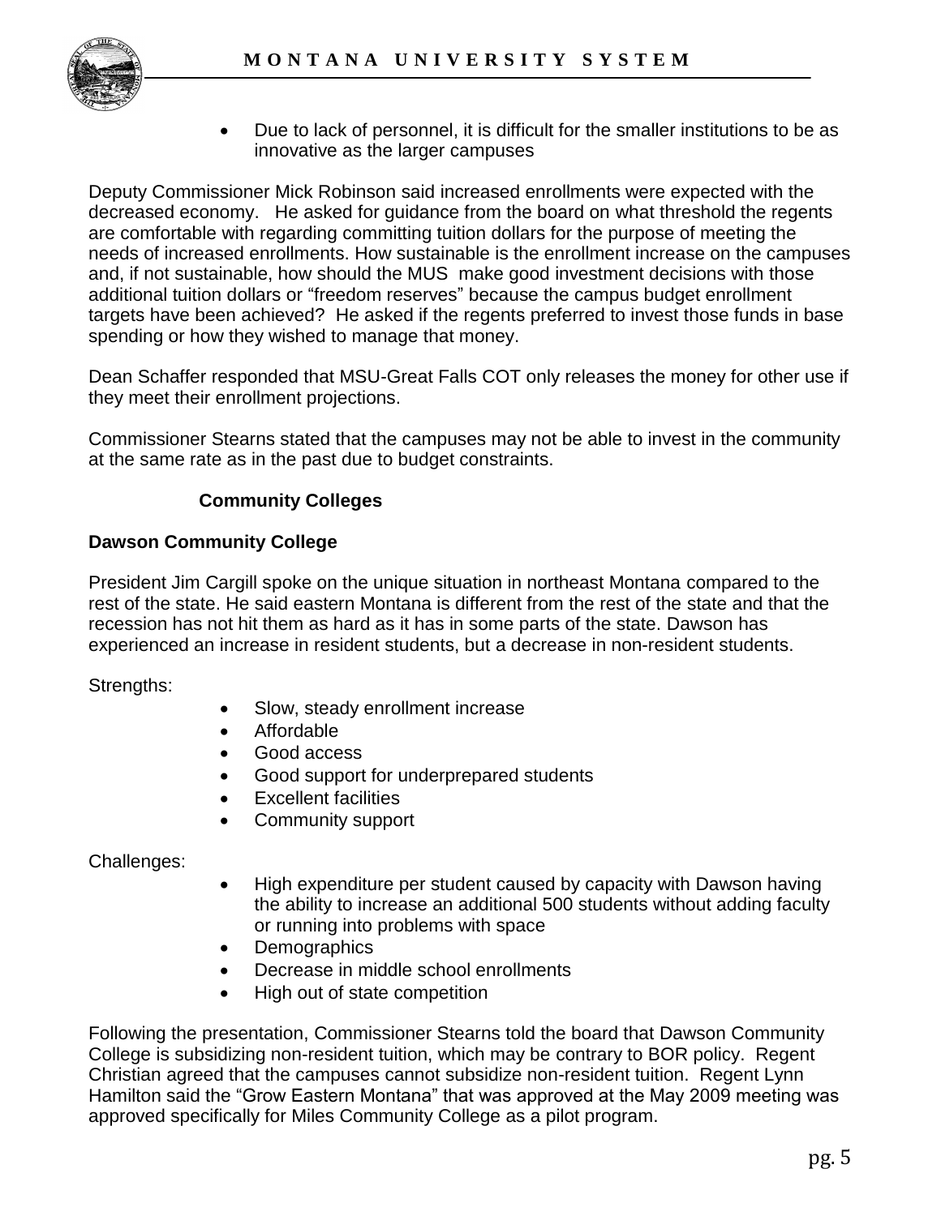- Due to lack of personnel, it is difficult for the smaller institutions to be as innovative as the larger campuses

Deputy Commissioner Mick Robinson said increased enrollments were expected with the decreased economy. He asked for guidance from the board on what threshold the regents are comfortable with regarding committing tuition dollars for the purpose of meeting the needs of increased enrollments. How sustainable is the enrollment increase on the campuses and, if not sustainable, how should the MUS make good investment decisions with those additional tuition dollars or "freedom reserves" because the campus budget enrollment targets have been achieved? He asked if the regents preferred to invest those funds in base spending or how they wished to manage that money.

Dean Schaffer responded that MSU-Great Falls COT only releases the money for other use if they meet their enrollment projections.

Commissioner Stearns stated that the campuses may not be able to invest in the community at the same rate as in the past due to budget constraints.

## Community Colleges

### Dawson Community College

President Jim Cargill spoke on the unique situation in northeast Montana compared to the rest of the state. He said eastern Montana is different from the rest of the state and that the recession has not hit them as hard as it has in some parts of the state. Dawson has experienced an increase in resident students, but a decrease in non-resident students.

Strengths:

- Slow, steady enrollment increase
- Affordable
- Good access
- Good support for underprepared students
- Excellent facilities
- Community support

Challenges:

- High expenditure per student caused by capacity with Dawson having the ability to increase an additional 500 students without adding faculty or running into problems with space
- Demographics
- Decrease in middle school enrollments
- High out of state competition

Following the presentation, Commissioner Stearns told the board that Dawson Community College is subsidizing non-resident tuition, which may be contrary to BOR policy. Regent Christian agreed that the campuses cannot subsidize non-resident tuition. Regent Lynn Hamilton said the "Grow Eastern Montana" that was approved at the May 2009 meeting was approved specifically for Miles Community College as a pilot program.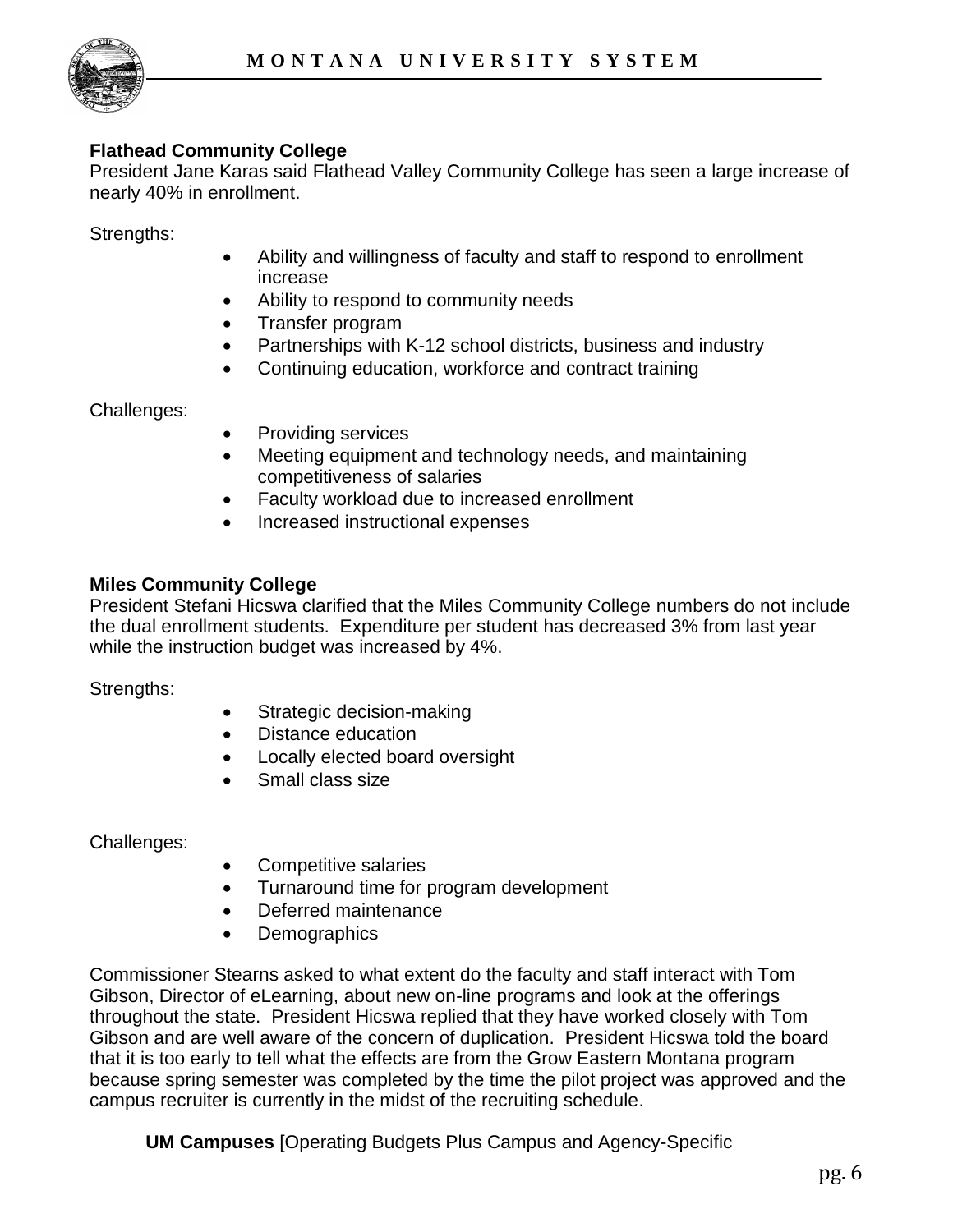**Flathead Community College**

President Jane Karas said Flathead Valley Community College has seen a large increase of nearly 40% in enrollment.

Strengths:

- Ability and willingness of faculty and staff to respond to enrollment increase
- Ability to respond to community needs
- Transfer program
- Partnerships with K-12 school districts, business and industry
- Continuing education, workforce and contract training

Challenges:

- Providing services
- Meeting equipment and technology needs, and maintaining competitiveness of salaries
- Faculty workload due to increased enrollment
- Increased instructional expenses

**Miles Community College**

President Stefani Hicswa clarified that the Miles Community College numbers do not include the dual enrollment students. Expenditure per student has decreased 3% from last year while the instruction budget was increased by 4%.

Strengths:

- Strategic decision-making
- Distance education
- Locally elected board oversight
- Small class size

Challenges:

- Competitive salaries
- Turnaround time for program development
- Deferred maintenance
- Demographics

Commissioner Stearns asked to what extent do the faculty and staff interact with Tom Gibson, Director of eLearning, about new on-line programs and look at the offerings throughout the state. President Hicswa replied that they have worked closely with Tom Gibson and are well aware of the concern of duplication. President Hicswa told the board that it is too early to tell what the effects are from the Grow Eastern Montana program because spring semester was completed by the time the pilot project was approved and the campus recruiter is currently in the midst of the recruiting schedule.

**UM Campuses** [Operating Budgets Plus Campus and Agency-Specific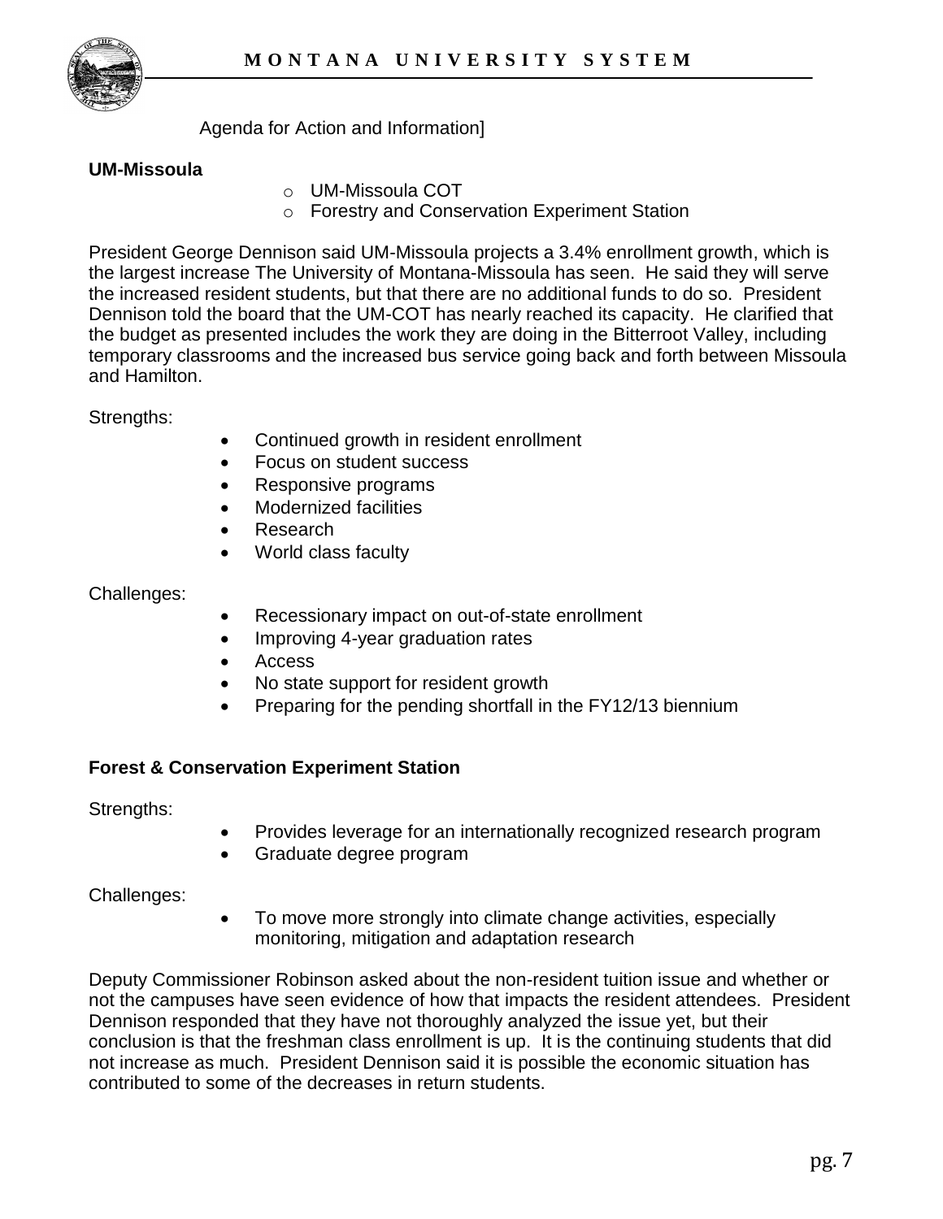Agenda for Action and Information]

**UM-Missoula**

- UM-Missoula COT
- Forestry and Conservation Experiment Station

President George Dennison said UM-Missoula projects a 3.4% enrollment growth, which is the largest increase The University of Montana-Missoula has seen. He said they will serve the increased resident students, but that there are no additional funds to do so. President Dennison told the board that the UM-COT has nearly reached its capacity. He clarified that the budget as presented includes the work they are doing in the Bitterroot Valley, including temporary classrooms and the increased bus service going back and forth between Missoula and Hamilton.

Strengths:

- Continued growth in resident enrollment
- Focus on student success
- Responsive programs
- Modernized facilities
- Research
- World class faculty

Challenges:

- Recessionary impact on out-of-state enrollment
- Improving 4-year graduation rates
- Access
- No state support for resident growth
- Preparing for the pending shortfall in the FY12/13 biennium

**Forest & Conservation Experiment Station**

Strengths:

- Provides leverage for an internationally recognized research program
- Graduate degree program

Challenges:

- To move more strongly into climate change activities, especially monitoring, mitigation and adaptation research

Deputy Commissioner Robinson asked about the non-resident tuition issue and whether or not the campuses have seen evidence of how that impacts the resident attendees. President Dennison responded that they have not thoroughly analyzed the issue yet, but their conclusion is that the freshman class enrollment is up. It is the continuing students that did not increase as much. President Dennison said it is possible the economic situation has contributed to some of the decreases in return students.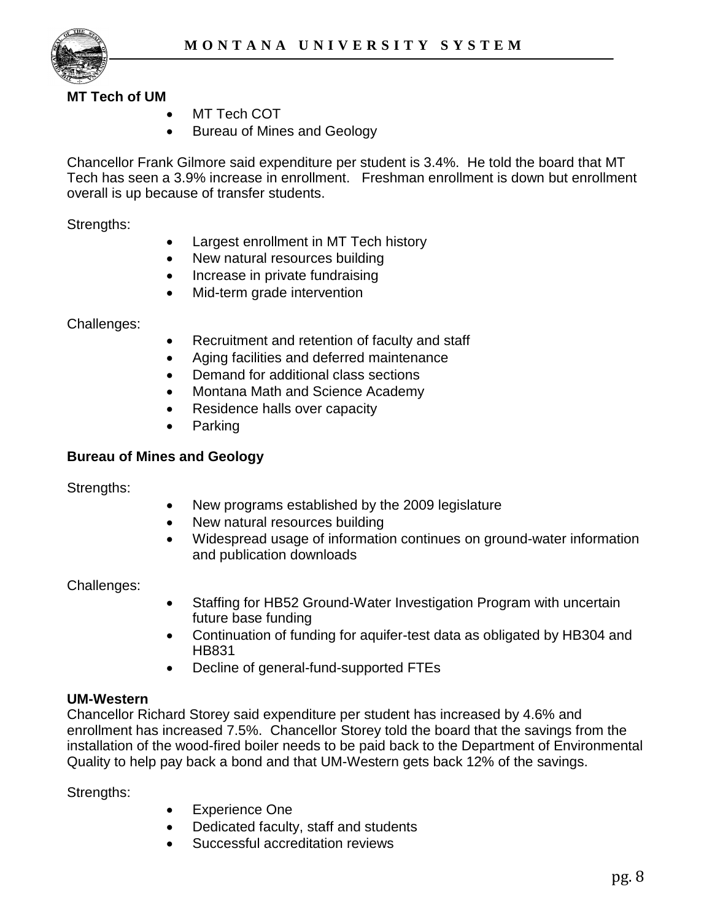**MT Tech of UM**

- MT Tech COT
- Bureau of Mines and Geology

Chancellor Frank Gilmore said expenditure per student is 3.4%. He told the board that MT Tech has seen a 3.9% increase in enrollment. Freshman enrollment is down but enrollment overall is up because of transfer students.

Strengths:

- Largest enrollment in MT Tech history
- New natural resources building
- Increase in private fundraising
- Mid-term grade intervention

Challenges:

- Recruitment and retention of faculty and staff
- Aging facilities and deferred maintenance
- Demand for additional class sections
- Montana Math and Science Academy
- Residence halls over capacity
- Parking

**Bureau of Mines and Geology**

Strengths:

- New programs established by the 2009 legislature
- New natural resources building
- Widespread usage of information continues on ground-water information and publication downloads

Challenges:

- Staffing for HB52 Ground-Water Investigation Program with uncertain future base funding
- Continuation of funding for aquifer-test data as obligated by HB304 and HB831
- Decline of general-fund-supported FTEs

**UM-Western**

Chancellor Richard Storey said expenditure per student has increased by 4.6% and enrollment has increased 7.5%. Chancellor Storey told the board that the savings from the installation of the wood-fired boiler needs to be paid back to the Department of Environmental Quality to help pay back a bond and that UM-Western gets back 12% of the savings.

Strengths:

- Experience One
- Dedicated faculty, staff and students
- Successful accreditation reviews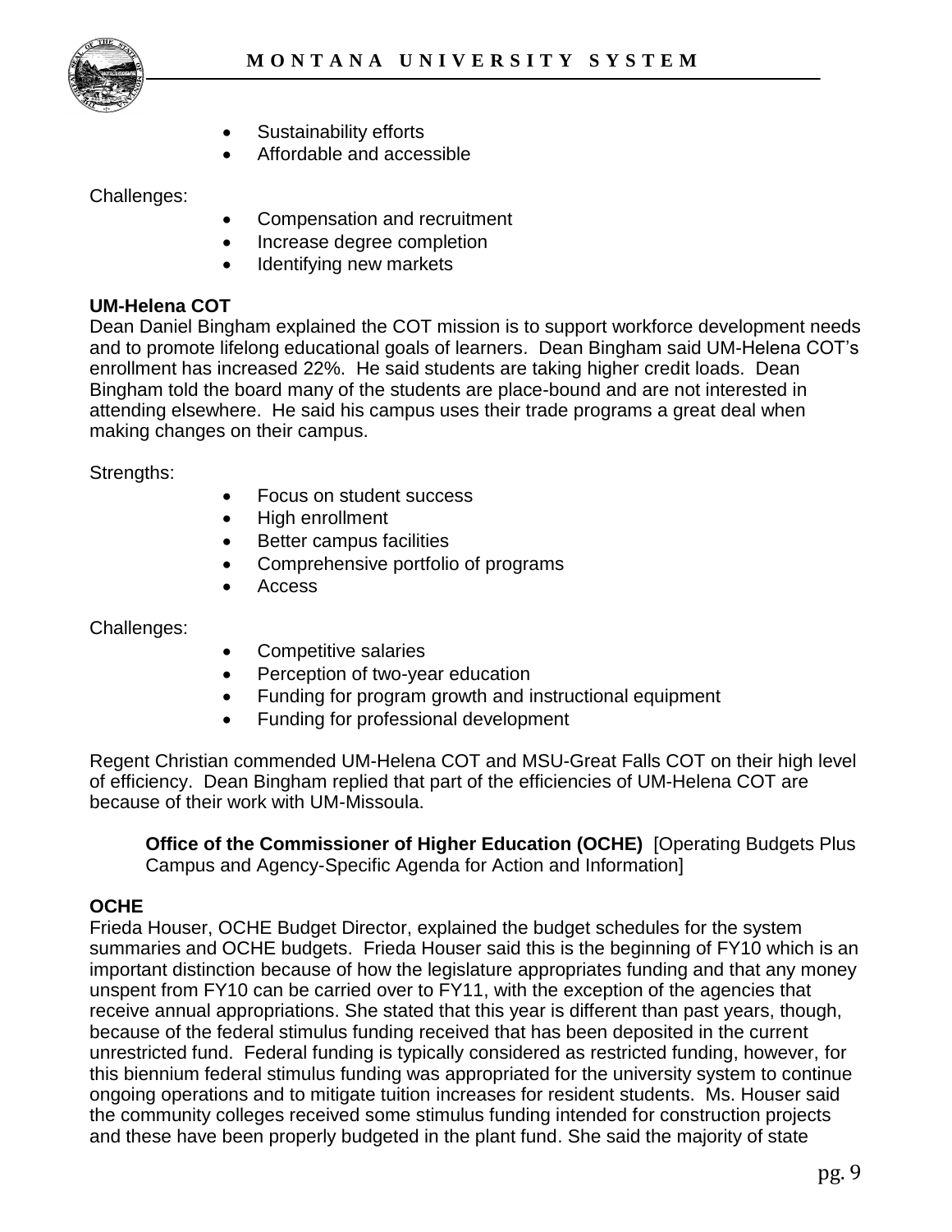- Sustainability efforts
- Affordable and accessible

Challenges:

- Compensation and recruitment
- Increase degree completion
- Identifying new markets

**UM-Helena COT**

Dean Daniel Bingham explained the COT mission is to support workforce development needs and to promote lifelong educational goals of learners. Dean Bingham said UM-Helena COT's enrollment has increased 22%. He said students are taking higher credit loads. Dean Bingham told the board many of the students are place-bound and are not interested in attending elsewhere. He said his campus uses their trade programs a great deal when making changes on their campus.

Strengths:

- Focus on student success
- High enrollment
- Better campus facilities
- Comprehensive portfolio of programs
- Access

Challenges:

- Competitive salaries
- Perception of two-year education
- Funding for program growth and instructional equipment
- Funding for professional development

Regent Christian commended UM-Helena COT and MSU-Great Falls COT on their high level of efficiency. Dean Bingham replied that part of the efficiencies of UM-Helena COT are because of their work with UM-Missoula.

**Office of the Commissioner of Higher Education (OCHE)** [Operating Budgets Plus Campus and Agency-Specific Agenda for Action and Information]

**OCHE**

Frieda Houser, OCHE Budget Director, explained the budget schedules for the system summaries and OCHE budgets. Frieda Houser said this is the beginning of FY10 which is an important distinction because of how the legislature appropriates funding and that any money unspent from FY10 can be carried over to FY11, with the exception of the agencies that receive annual appropriations. She stated that this year is different than past years, though, because of the federal stimulus funding received that has been deposited in the current unrestricted fund. Federal funding is typically considered as restricted funding, however, for this biennium federal stimulus funding was appropriated for the university system to continue ongoing operations and to mitigate tuition increases for resident students. Ms. Houser said the community colleges received some stimulus funding intended for construction projects and these have been properly budgeted in the plant fund. She said the majority of state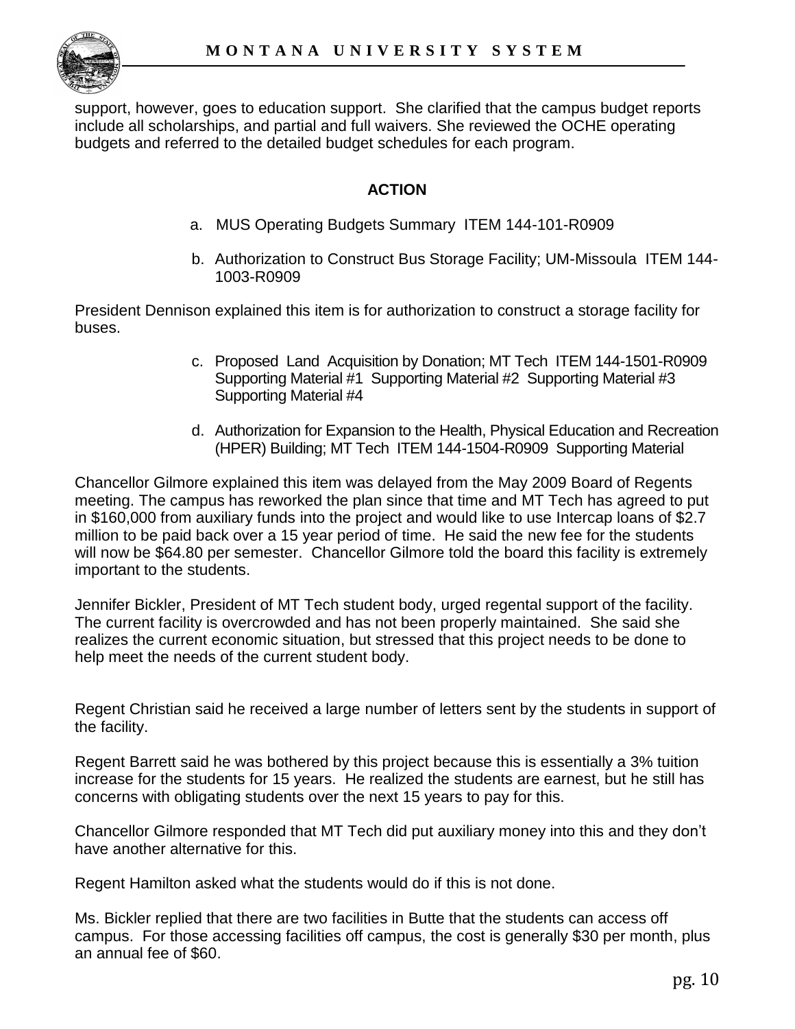support, however, goes to education support. She clarified that the campus budget reports include all scholarships, and partial and full waivers. She reviewed the OCHE operating budgets and referred to the detailed budget schedules for each program.

### ACTION

a. MUS Operating Budgets Summary ITEM 144-101-R0909

b. Authorization to Construct Bus Storage Facility; UM-Missoula ITEM 144-1003-R0909

President Dennison explained this item is for authorization to construct a storage facility for buses.

c. Proposed Land Acquisition by Donation; MT Tech ITEM 144-1501-R0909 Supporting Material #1 Supporting Material #2 Supporting Material #3 Supporting Material #4

d. Authorization for Expansion to the Health, Physical Education and Recreation (HPER) Building; MT Tech ITEM 144-1504-R0909 Supporting Material

Chancellor Gilmore explained this item was delayed from the May 2009 Board of Regents meeting. The campus has reworked the plan since that time and MT Tech has agreed to put in $160,000 from auxiliary funds into the project and would like to use Intercap loans of $2.7 million to be paid back over a 15 year period of time. He said the new fee for the students will now be $64.80 per semester. Chancellor Gilmore told the board this facility is extremely important to the students.

Jennifer Bickler, President of MT Tech student body, urged regental support of the facility. The current facility is overcrowded and has not been properly maintained. She said she realizes the current economic situation, but stressed that this project needs to be done to help meet the needs of the current student body.

Regent Christian said he received a large number of letters sent by the students in support of the facility.

Regent Barrett said he was bothered by this project because this is essentially a 3% tuition increase for the students for 15 years. He realized the students are earnest, but he still has concerns with obligating students over the next 15 years to pay for this.

Chancellor Gilmore responded that MT Tech did put auxiliary money into this and they don't have another alternative for this.

Regent Hamilton asked what the students would do if this is not done.

Ms. Bickler replied that there are two facilities in Butte that the students can access off campus. For those accessing facilities off campus, the cost is generally $30 per month, plus an annual fee of $60.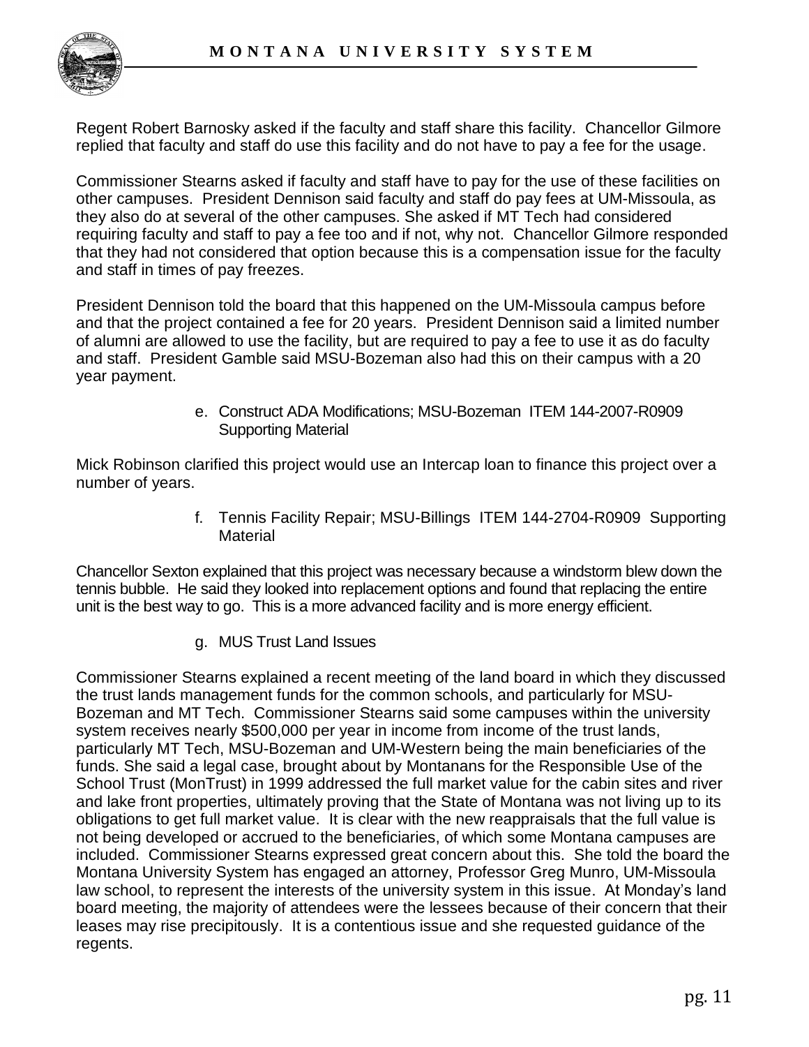Regent Robert Barnosky asked if the faculty and staff share this facility. Chancellor Gilmore replied that faculty and staff do use this facility and do not have to pay a fee for the usage.

Commissioner Stearns asked if faculty and staff have to pay for the use of these facilities on other campuses. President Dennison said faculty and staff do pay fees at UM-Missoula, as they also do at several of the other campuses. She asked if MT Tech had considered requiring faculty and staff to pay a fee too and if not, why not. Chancellor Gilmore responded that they had not considered that option because this is a compensation issue for the faculty and staff in times of pay freezes.

President Dennison told the board that this happened on the UM-Missoula campus before and that the project contained a fee for 20 years. President Dennison said a limited number of alumni are allowed to use the facility, but are required to pay a fee to use it as do faculty and staff. President Gamble said MSU-Bozeman also had this on their campus with a 20 year payment.

e. Construct ADA Modifications; MSU-Bozeman ITEM 144-2007-R0909 Supporting Material

Mick Robinson clarified this project would use an Intercap loan to finance this project over a number of years.

f. Tennis Facility Repair; MSU-Billings ITEM 144-2704-R0909 Supporting Material

Chancellor Sexton explained that this project was necessary because a windstorm blew down the tennis bubble. He said they looked into replacement options and found that replacing the entire unit is the best way to go. This is a more advanced facility and is more energy efficient.

g. MUS Trust Land Issues

Commissioner Stearns explained a recent meeting of the land board in which they discussed the trust lands management funds for the common schools, and particularly for MSU-Bozeman and MT Tech. Commissioner Stearns said some campuses within the university system receives nearly $500,000 per year in income from income of the trust lands, particularly MT Tech, MSU-Bozeman and UM-Western being the main beneficiaries of the funds. She said a legal case, brought about by Montanans for the Responsible Use of the School Trust (MonTrust) in 1999 addressed the full market value for the cabin sites and river and lake front properties, ultimately proving that the State of Montana was not living up to its obligations to get full market value. It is clear with the new reappraisals that the full value is not being developed or accrued to the beneficiaries, of which some Montana campuses are included. Commissioner Stearns expressed great concern about this. She told the board the Montana University System has engaged an attorney, Professor Greg Munro, UM-Missoula law school, to represent the interests of the university system in this issue. At Monday's land board meeting, the majority of attendees were the lessees because of their concern that their leases may rise precipitously. It is a contentious issue and she requested guidance of the regents.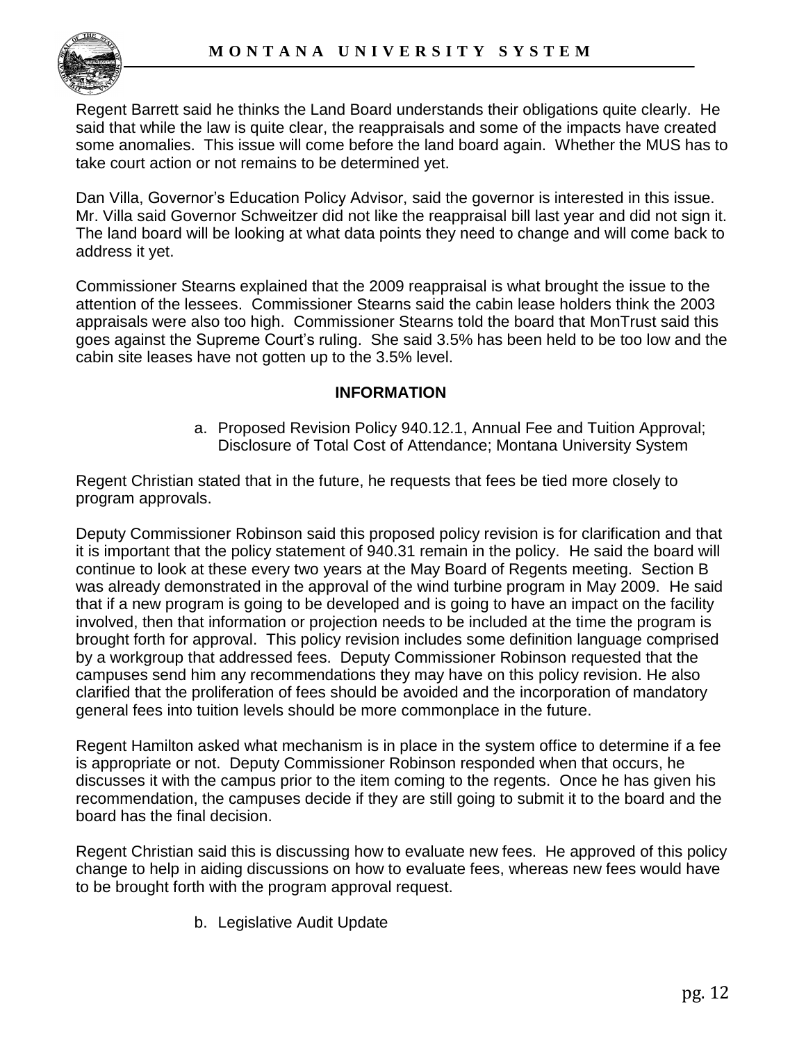Regent Barrett said he thinks the Land Board understands their obligations quite clearly. He said that while the law is quite clear, the reappraisals and some of the impacts have created some anomalies. This issue will come before the land board again. Whether the MUS has to take court action or not remains to be determined yet.

Dan Villa, Governor's Education Policy Advisor, said the governor is interested in this issue. Mr. Villa said Governor Schweitzer did not like the reappraisal bill last year and did not sign it. The land board will be looking at what data points they need to change and will come back to address it yet.

Commissioner Stearns explained that the 2009 reappraisal is what brought the issue to the attention of the lessees. Commissioner Stearns said the cabin lease holders think the 2003 appraisals were also too high. Commissioner Stearns told the board that MonTrust said this goes against the Supreme Court's ruling. She said 3.5% has been held to be too low and the cabin site leases have not gotten up to the 3.5% level.

**INFORMATION**

a. Proposed Revision Policy 940.12.1, Annual Fee and Tuition Approval; Disclosure of Total Cost of Attendance; Montana University System

Regent Christian stated that in the future, he requests that fees be tied more closely to program approvals.

Deputy Commissioner Robinson said this proposed policy revision is for clarification and that it is important that the policy statement of 940.31 remain in the policy. He said the board will continue to look at these every two years at the May Board of Regents meeting. Section B was already demonstrated in the approval of the wind turbine program in May 2009. He said that if a new program is going to be developed and is going to have an impact on the facility involved, then that information or projection needs to be included at the time the program is brought forth for approval. This policy revision includes some definition language comprised by a workgroup that addressed fees. Deputy Commissioner Robinson requested that the campuses send him any recommendations they may have on this policy revision. He also clarified that the proliferation of fees should be avoided and the incorporation of mandatory general fees into tuition levels should be more commonplace in the future.

Regent Hamilton asked what mechanism is in place in the system office to determine if a fee is appropriate or not. Deputy Commissioner Robinson responded when that occurs, he discusses it with the campus prior to the item coming to the regents. Once he has given his recommendation, the campuses decide if they are still going to submit it to the board and the board has the final decision.

Regent Christian said this is discussing how to evaluate new fees. He approved of this policy change to help in aiding discussions on how to evaluate fees, whereas new fees would have to be brought forth with the program approval request.

b. Legislative Audit Update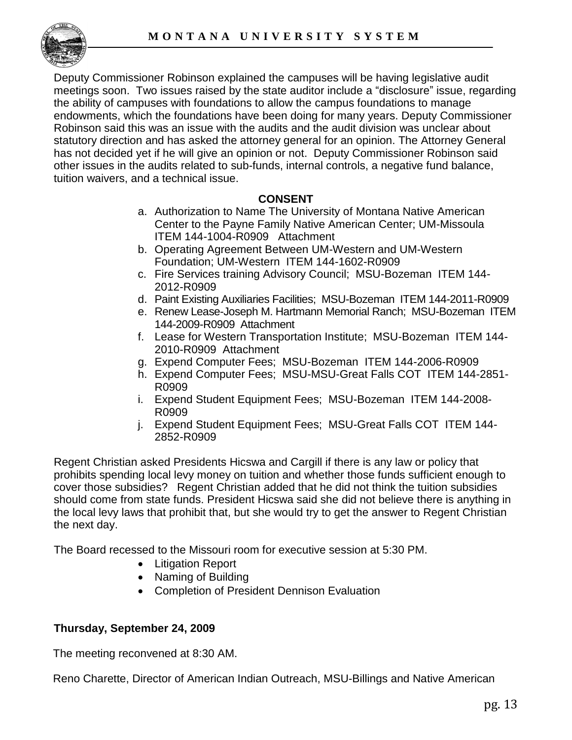Deputy Commissioner Robinson explained the campuses will be having legislative audit meetings soon. Two issues raised by the state auditor include a "disclosure" issue, regarding the ability of campuses with foundations to allow the campus foundations to manage endowments, which the foundations have been doing for many years. Deputy Commissioner Robinson said this was an issue with the audits and the audit division was unclear about statutory direction and has asked the attorney general for an opinion. The Attorney General has not decided yet if he will give an opinion or not. Deputy Commissioner Robinson said other issues in the audits related to sub-funds, internal controls, a negative fund balance, tuition waivers, and a technical issue.

**CONSENT**

a. Authorization to Name The University of Montana Native American Center to the Payne Family Native American Center; UM-Missoula ITEM 144-1004-R0909 Attachment
b. Operating Agreement Between UM-Western and UM-Western Foundation; UM-Western ITEM 144-1602-R0909
c. Fire Services training Advisory Council; MSU-Bozeman ITEM 144-2012-R0909
d. Paint Existing Auxiliaries Facilities; MSU-Bozeman ITEM 144-2011-R0909
e. Renew Lease-Joseph M. Hartmann Memorial Ranch; MSU-Bozeman ITEM 144-2009-R0909 Attachment
f. Lease for Western Transportation Institute; MSU-Bozeman ITEM 144-2010-R0909 Attachment
g. Expend Computer Fees; MSU-Bozeman ITEM 144-2006-R0909
h. Expend Computer Fees; MSU-MSU-Great Falls COT ITEM 144-2851-R0909
i. Expend Student Equipment Fees; MSU-Bozeman ITEM 144-2008-R0909
j. Expend Student Equipment Fees; MSU-Great Falls COT ITEM 144-2852-R0909

Regent Christian asked Presidents Hicswa and Cargill if there is any law or policy that prohibits spending local levy money on tuition and whether those funds sufficient enough to cover those subsidies? Regent Christian added that he did not think the tuition subsidies should come from state funds. President Hicswa said she did not believe there is anything in the local levy laws that prohibit that, but she would try to get the answer to Regent Christian the next day.

The Board recessed to the Missouri room for executive session at 5:30 PM.

- Litigation Report
- Naming of Building
- Completion of President Dennison Evaluation

**Thursday, September 24, 2009**

The meeting reconvened at 8:30 AM.

Reno Charette, Director of American Indian Outreach, MSU-Billings and Native American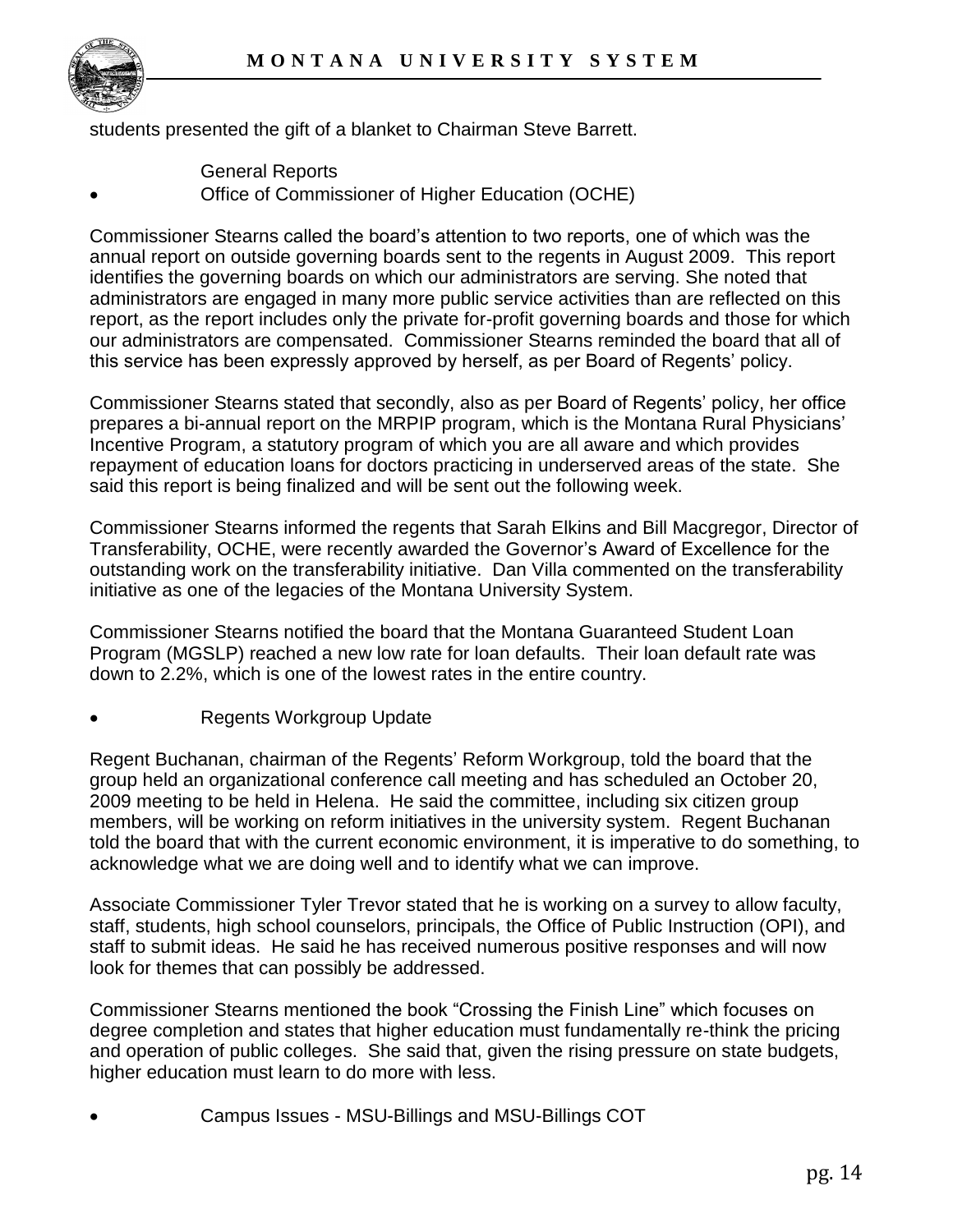students presented the gift of a blanket to Chairman Steve Barrett.

General Reports

- Office of Commissioner of Higher Education (OCHE)

Commissioner Stearns called the board's attention to two reports, one of which was the annual report on outside governing boards sent to the regents in August 2009. This report identifies the governing boards on which our administrators are serving. She noted that administrators are engaged in many more public service activities than are reflected on this report, as the report includes only the private for-profit governing boards and those for which our administrators are compensated. Commissioner Stearns reminded the board that all of this service has been expressly approved by herself, as per Board of Regents' policy.

Commissioner Stearns stated that secondly, also as per Board of Regents' policy, her office prepares a bi-annual report on the MRPIP program, which is the Montana Rural Physicians' Incentive Program, a statutory program of which you are all aware and which provides repayment of education loans for doctors practicing in underserved areas of the state. She said this report is being finalized and will be sent out the following week.

Commissioner Stearns informed the regents that Sarah Elkins and Bill Macgregor, Director of Transferability, OCHE, were recently awarded the Governor's Award of Excellence for the outstanding work on the transferability initiative. Dan Villa commented on the transferability initiative as one of the legacies of the Montana University System.

Commissioner Stearns notified the board that the Montana Guaranteed Student Loan Program (MGSLP) reached a new low rate for loan defaults. Their loan default rate was down to 2.2%, which is one of the lowest rates in the entire country.

- Regents Workgroup Update

Regent Buchanan, chairman of the Regents' Reform Workgroup, told the board that the group held an organizational conference call meeting and has scheduled an October 20, 2009 meeting to be held in Helena. He said the committee, including six citizen group members, will be working on reform initiatives in the university system. Regent Buchanan told the board that with the current economic environment, it is imperative to do something, to acknowledge what we are doing well and to identify what we can improve.

Associate Commissioner Tyler Trevor stated that he is working on a survey to allow faculty, staff, students, high school counselors, principals, the Office of Public Instruction (OPI), and staff to submit ideas. He said he has received numerous positive responses and will now look for themes that can possibly be addressed.

Commissioner Stearns mentioned the book "Crossing the Finish Line" which focuses on degree completion and states that higher education must fundamentally re-think the pricing and operation of public colleges. She said that, given the rising pressure on state budgets, higher education must learn to do more with less.

- Campus Issues - MSU-Billings and MSU-Billings COT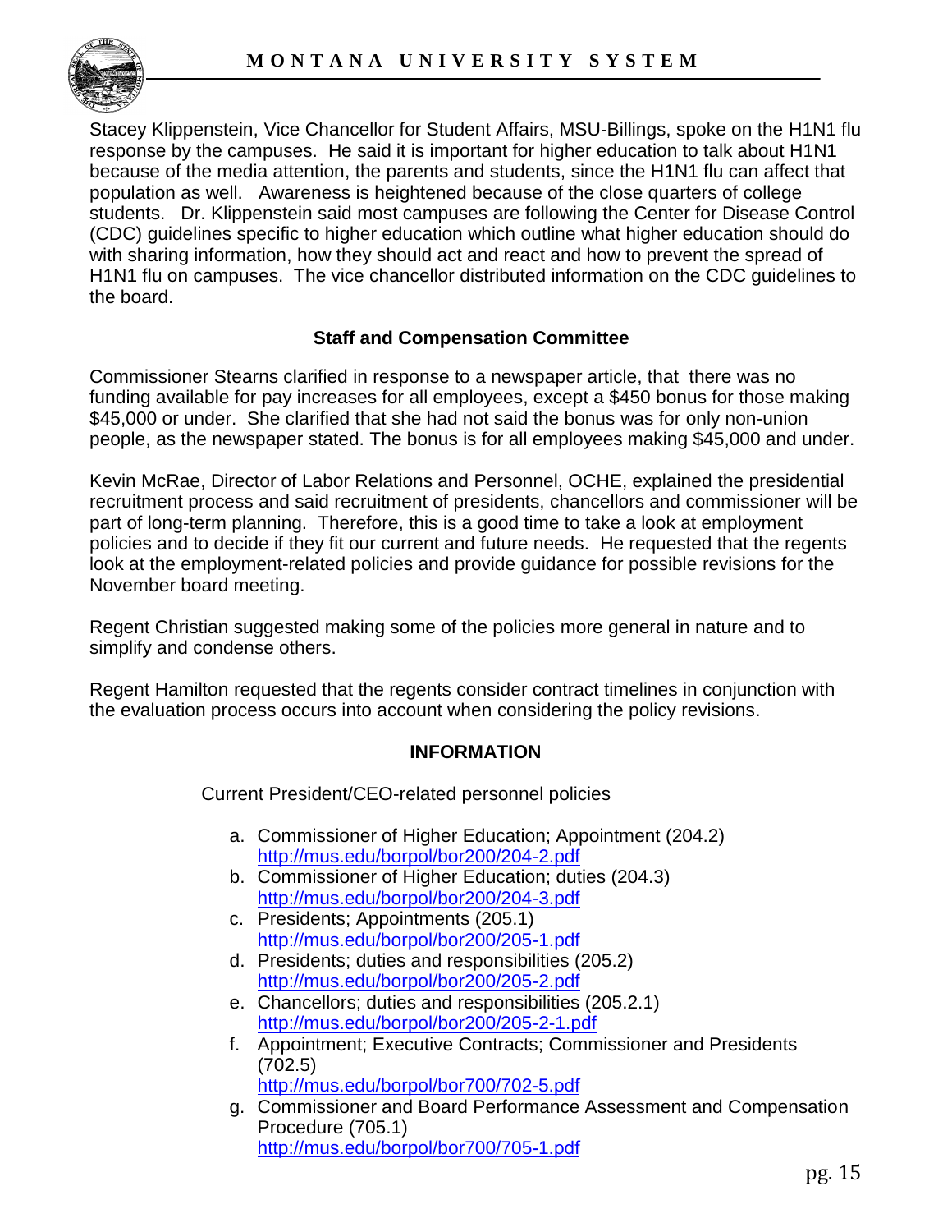Stacey Klippenstein, Vice Chancellor for Student Affairs, MSU-Billings, spoke on the H1N1 flu response by the campuses. He said it is important for higher education to talk about H1N1 because of the media attention, the parents and students, since the H1N1 flu can affect that population as well. Awareness is heightened because of the close quarters of college students. Dr. Klippenstein said most campuses are following the Center for Disease Control (CDC) guidelines specific to higher education which outline what higher education should do with sharing information, how they should act and react and how to prevent the spread of H1N1 flu on campuses. The vice chancellor distributed information on the CDC guidelines to the board.

### Staff and Compensation Committee

Commissioner Stearns clarified in response to a newspaper article, that there was no funding available for pay increases for all employees, except a $450 bonus for those making $45,000 or under. She clarified that she had not said the bonus was for only non-union people, as the newspaper stated. The bonus is for all employees making $45,000 and under.

Kevin McRae, Director of Labor Relations and Personnel, OCHE, explained the presidential recruitment process and said recruitment of presidents, chancellors and commissioner will be part of long-term planning. Therefore, this is a good time to take a look at employment policies and to decide if they fit our current and future needs. He requested that the regents look at the employment-related policies and provide guidance for possible revisions for the November board meeting.

Regent Christian suggested making some of the policies more general in nature and to simplify and condense others.

Regent Hamilton requested that the regents consider contract timelines in conjunction with the evaluation process occurs into account when considering the policy revisions.

### INFORMATION

Current President/CEO-related personnel policies

a. Commissioner of Higher Education; Appointment (204.2) http://mus.edu/borpol/bor200/204-2.pdf
b. Commissioner of Higher Education; duties (204.3) http://mus.edu/borpol/bor200/204-3.pdf
c. Presidents; Appointments (205.1) http://mus.edu/borpol/bor200/205-1.pdf
d. Presidents; duties and responsibilities (205.2) http://mus.edu/borpol/bor200/205-2.pdf
e. Chancellors; duties and responsibilities (205.2.1) http://mus.edu/borpol/bor200/205-2-1.pdf
f. Appointment; Executive Contracts; Commissioner and Presidents (702.5) http://mus.edu/borpol/bor700/702-5.pdf
g. Commissioner and Board Performance Assessment and Compensation Procedure (705.1) http://mus.edu/borpol/bor700/705-1.pdf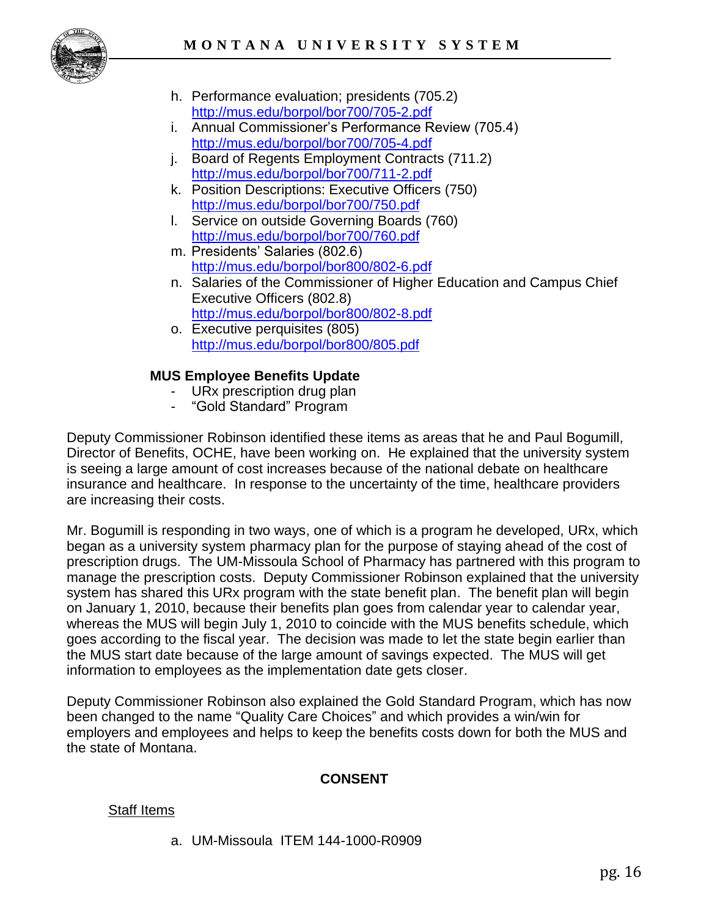h. Performance evaluation; presidents (705.2)
   http://mus.edu/borpol/bor700/705-2.pdf
i. Annual Commissioner's Performance Review (705.4)
   http://mus.edu/borpol/bor700/705-4.pdf
j. Board of Regents Employment Contracts (711.2)
   http://mus.edu/borpol/bor700/711-2.pdf
k. Position Descriptions: Executive Officers (750)
   http://mus.edu/borpol/bor700/750.pdf
l. Service on outside Governing Boards (760)
   http://mus.edu/borpol/bor700/760.pdf
m. Presidents' Salaries (802.6)
   http://mus.edu/borpol/bor800/802-6.pdf
n. Salaries of the Commissioner of Higher Education and Campus Chief Executive Officers (802.8)
   http://mus.edu/borpol/bor800/802-8.pdf
o. Executive perquisites (805)
   http://mus.edu/borpol/bor800/805.pdf

**MUS Employee Benefits Update**

- URx prescription drug plan
- "Gold Standard" Program

Deputy Commissioner Robinson identified these items as areas that he and Paul Bogumill, Director of Benefits, OCHE, have been working on. He explained that the university system is seeing a large amount of cost increases because of the national debate on healthcare insurance and healthcare. In response to the uncertainty of the time, healthcare providers are increasing their costs.

Mr. Bogumill is responding in two ways, one of which is a program he developed, URx, which began as a university system pharmacy plan for the purpose of staying ahead of the cost of prescription drugs. The UM-Missoula School of Pharmacy has partnered with this program to manage the prescription costs. Deputy Commissioner Robinson explained that the university system has shared this URx program with the state benefit plan. The benefit plan will begin on January 1, 2010, because their benefits plan goes from calendar year to calendar year, whereas the MUS will begin July 1, 2010 to coincide with the MUS benefits schedule, which goes according to the fiscal year. The decision was made to let the state begin earlier than the MUS start date because of the large amount of savings expected. The MUS will get information to employees as the implementation date gets closer.

Deputy Commissioner Robinson also explained the Gold Standard Program, which has now been changed to the name "Quality Care Choices" and which provides a win/win for employers and employees and helps to keep the benefits costs down for both the MUS and the state of Montana.

**CONSENT**

Staff Items

a. UM-Missoula ITEM 144-1000-R0909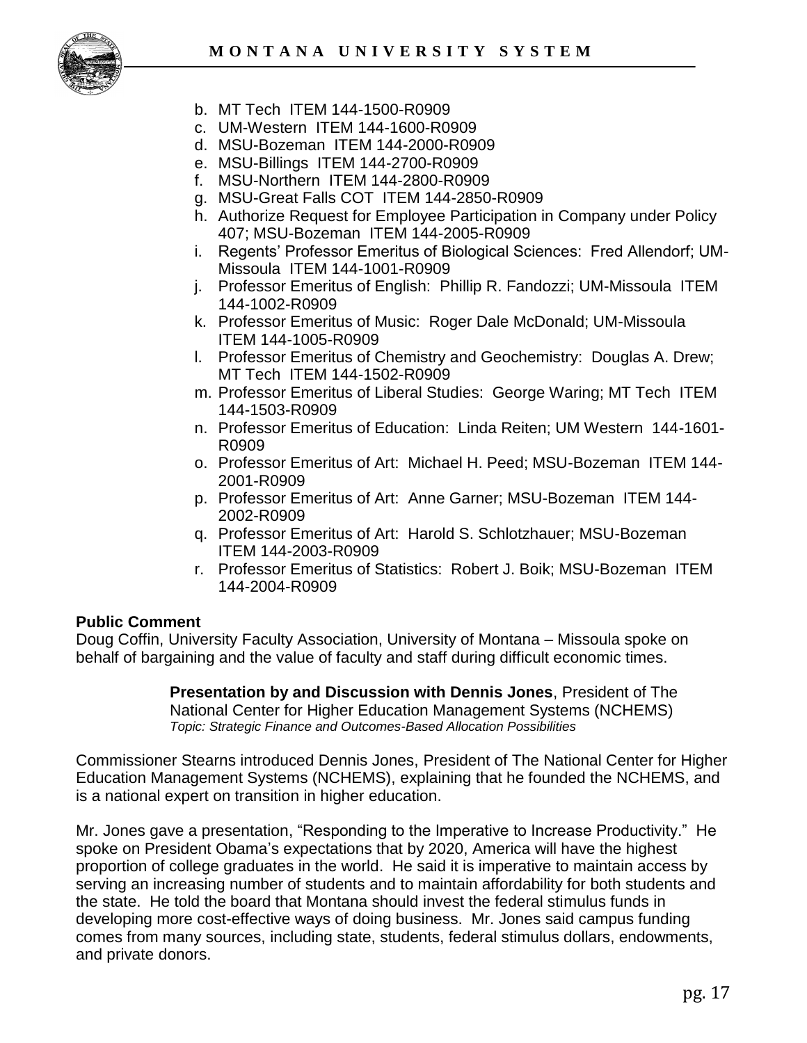b. MT Tech ITEM 144-1500-R0909
c. UM-Western ITEM 144-1600-R0909
d. MSU-Bozeman ITEM 144-2000-R0909
e. MSU-Billings ITEM 144-2700-R0909
f. MSU-Northern ITEM 144-2800-R0909
g. MSU-Great Falls COT ITEM 144-2850-R0909
h. Authorize Request for Employee Participation in Company under Policy 407; MSU-Bozeman ITEM 144-2005-R0909
i. Regents' Professor Emeritus of Biological Sciences: Fred Allendorf; UM-Missoula ITEM 144-1001-R0909
j. Professor Emeritus of English: Phillip R. Fandozzi; UM-Missoula ITEM 144-1002-R0909
k. Professor Emeritus of Music: Roger Dale McDonald; UM-Missoula ITEM 144-1005-R0909
l. Professor Emeritus of Chemistry and Geochemistry: Douglas A. Drew; MT Tech ITEM 144-1502-R0909
m. Professor Emeritus of Liberal Studies: George Waring; MT Tech ITEM 144-1503-R0909
n. Professor Emeritus of Education: Linda Reiten; UM Western 144-1601-R0909
o. Professor Emeritus of Art: Michael H. Peed; MSU-Bozeman ITEM 144-2001-R0909
p. Professor Emeritus of Art: Anne Garner; MSU-Bozeman ITEM 144-2002-R0909
q. Professor Emeritus of Art: Harold S. Schlotzhauer; MSU-Bozeman ITEM 144-2003-R0909
r. Professor Emeritus of Statistics: Robert J. Boik; MSU-Bozeman ITEM 144-2004-R0909

**Public Comment**
Doug Coffin, University Faculty Association, University of Montana – Missoula spoke on behalf of bargaining and the value of faculty and staff during difficult economic times.

**Presentation by and Discussion with Dennis Jones**, President of The National Center for Higher Education Management Systems (NCHEMS)
*Topic: Strategic Finance and Outcomes-Based Allocation Possibilities*

Commissioner Stearns introduced Dennis Jones, President of The National Center for Higher Education Management Systems (NCHEMS), explaining that he founded the NCHEMS, and is a national expert on transition in higher education.

Mr. Jones gave a presentation, "Responding to the Imperative to Increase Productivity." He spoke on President Obama's expectations that by 2020, America will have the highest proportion of college graduates in the world. He said it is imperative to maintain access by serving an increasing number of students and to maintain affordability for both students and the state. He told the board that Montana should invest the federal stimulus funds in developing more cost-effective ways of doing business. Mr. Jones said campus funding comes from many sources, including state, students, federal stimulus dollars, endowments, and private donors.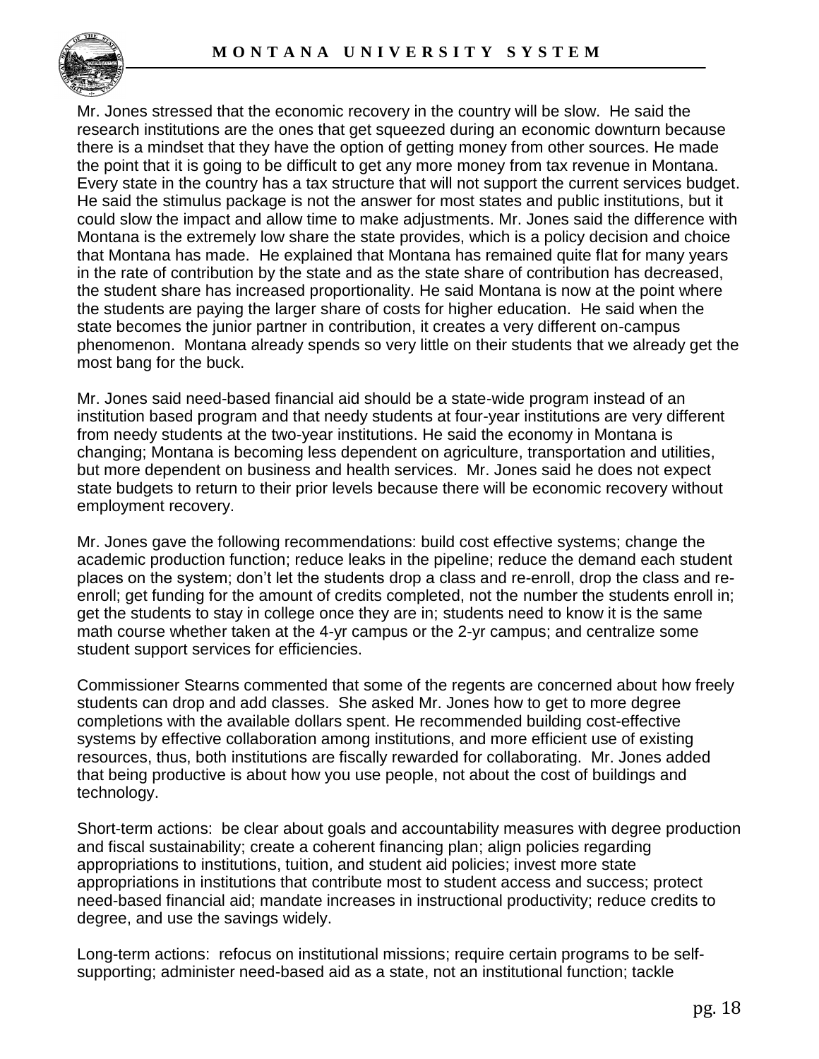Mr. Jones stressed that the economic recovery in the country will be slow. He said the research institutions are the ones that get squeezed during an economic downturn because there is a mindset that they have the option of getting money from other sources. He made the point that it is going to be difficult to get any more money from tax revenue in Montana. Every state in the country has a tax structure that will not support the current services budget. He said the stimulus package is not the answer for most states and public institutions, but it could slow the impact and allow time to make adjustments. Mr. Jones said the difference with Montana is the extremely low share the state provides, which is a policy decision and choice that Montana has made. He explained that Montana has remained quite flat for many years in the rate of contribution by the state and as the state share of contribution has decreased, the student share has increased proportionality. He said Montana is now at the point where the students are paying the larger share of costs for higher education. He said when the state becomes the junior partner in contribution, it creates a very different on-campus phenomenon. Montana already spends so very little on their students that we already get the most bang for the buck.

Mr. Jones said need-based financial aid should be a state-wide program instead of an institution based program and that needy students at four-year institutions are very different from needy students at the two-year institutions. He said the economy in Montana is changing; Montana is becoming less dependent on agriculture, transportation and utilities, but more dependent on business and health services. Mr. Jones said he does not expect state budgets to return to their prior levels because there will be economic recovery without employment recovery.

Mr. Jones gave the following recommendations: build cost effective systems; change the academic production function; reduce leaks in the pipeline; reduce the demand each student places on the system; don't let the students drop a class and re-enroll, drop the class and re-enroll; get funding for the amount of credits completed, not the number the students enroll in; get the students to stay in college once they are in; students need to know it is the same math course whether taken at the 4-yr campus or the 2-yr campus; and centralize some student support services for efficiencies.

Commissioner Stearns commented that some of the regents are concerned about how freely students can drop and add classes. She asked Mr. Jones how to get to more degree completions with the available dollars spent. He recommended building cost-effective systems by effective collaboration among institutions, and more efficient use of existing resources, thus, both institutions are fiscally rewarded for collaborating. Mr. Jones added that being productive is about how you use people, not about the cost of buildings and technology.

Short-term actions: be clear about goals and accountability measures with degree production and fiscal sustainability; create a coherent financing plan; align policies regarding appropriations to institutions, tuition, and student aid policies; invest more state appropriations in institutions that contribute most to student access and success; protect need-based financial aid; mandate increases in instructional productivity; reduce credits to degree, and use the savings widely.

Long-term actions: refocus on institutional missions; require certain programs to be self-supporting; administer need-based aid as a state, not an institutional function; tackle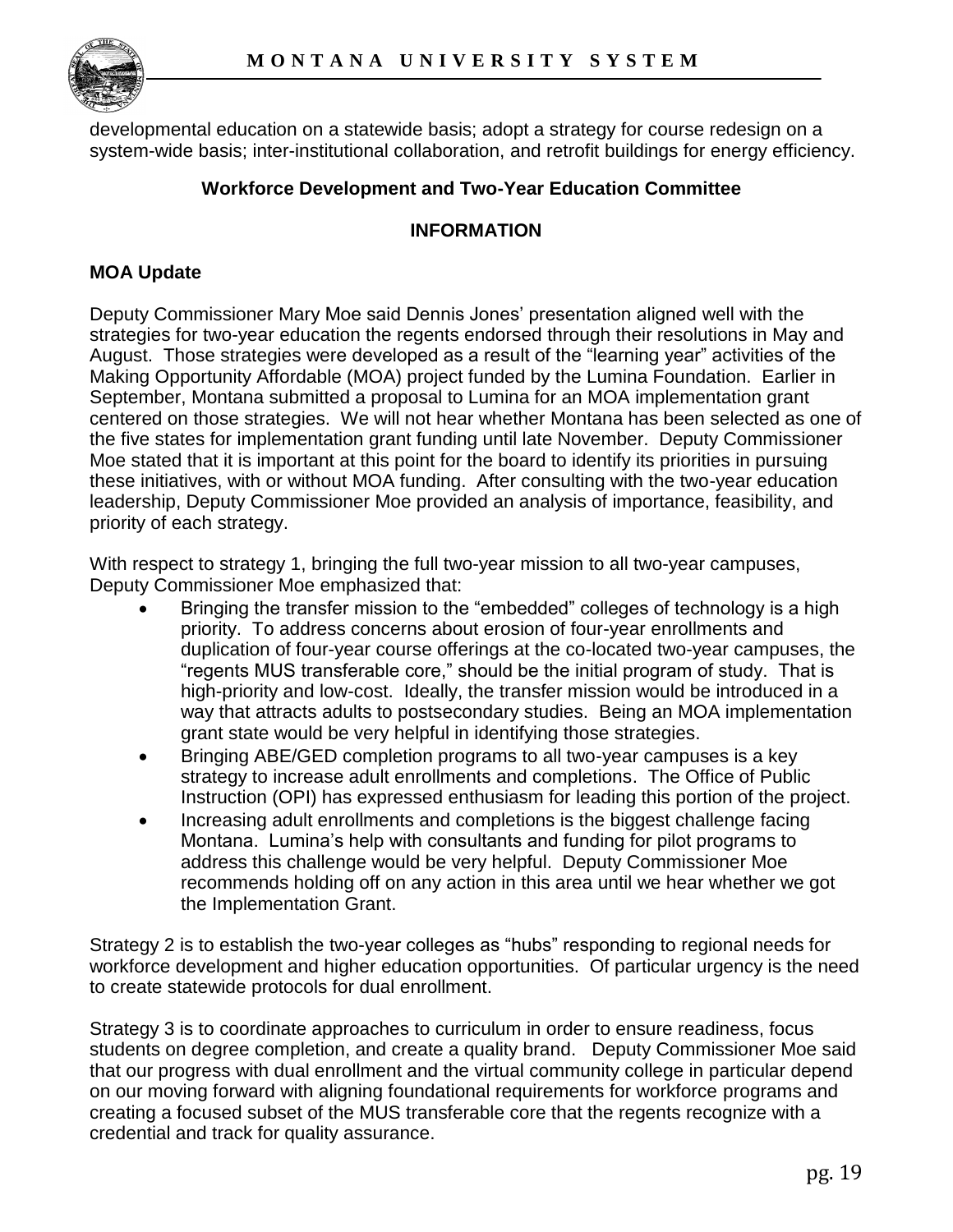developmental education on a statewide basis; adopt a strategy for course redesign on a system-wide basis; inter-institutional collaboration, and retrofit buildings for energy efficiency.

### Workforce Development and Two-Year Education Committee

### INFORMATION

**MOA Update**

Deputy Commissioner Mary Moe said Dennis Jones' presentation aligned well with the strategies for two-year education the regents endorsed through their resolutions in May and August. Those strategies were developed as a result of the "learning year" activities of the Making Opportunity Affordable (MOA) project funded by the Lumina Foundation. Earlier in September, Montana submitted a proposal to Lumina for an MOA implementation grant centered on those strategies. We will not hear whether Montana has been selected as one of the five states for implementation grant funding until late November. Deputy Commissioner Moe stated that it is important at this point for the board to identify its priorities in pursuing these initiatives, with or without MOA funding. After consulting with the two-year education leadership, Deputy Commissioner Moe provided an analysis of importance, feasibility, and priority of each strategy.

With respect to strategy 1, bringing the full two-year mission to all two-year campuses, Deputy Commissioner Moe emphasized that:

- Bringing the transfer mission to the "embedded" colleges of technology is a high priority. To address concerns about erosion of four-year enrollments and duplication of four-year course offerings at the co-located two-year campuses, the "regents MUS transferable core," should be the initial program of study. That is high-priority and low-cost. Ideally, the transfer mission would be introduced in a way that attracts adults to postsecondary studies. Being an MOA implementation grant state would be very helpful in identifying those strategies.
- Bringing ABE/GED completion programs to all two-year campuses is a key strategy to increase adult enrollments and completions. The Office of Public Instruction (OPI) has expressed enthusiasm for leading this portion of the project.
- Increasing adult enrollments and completions is the biggest challenge facing Montana. Lumina's help with consultants and funding for pilot programs to address this challenge would be very helpful. Deputy Commissioner Moe recommends holding off on any action in this area until we hear whether we got the Implementation Grant.

Strategy 2 is to establish the two-year colleges as "hubs" responding to regional needs for workforce development and higher education opportunities. Of particular urgency is the need to create statewide protocols for dual enrollment.

Strategy 3 is to coordinate approaches to curriculum in order to ensure readiness, focus students on degree completion, and create a quality brand. Deputy Commissioner Moe said that our progress with dual enrollment and the virtual community college in particular depend on our moving forward with aligning foundational requirements for workforce programs and creating a focused subset of the MUS transferable core that the regents recognize with a credential and track for quality assurance.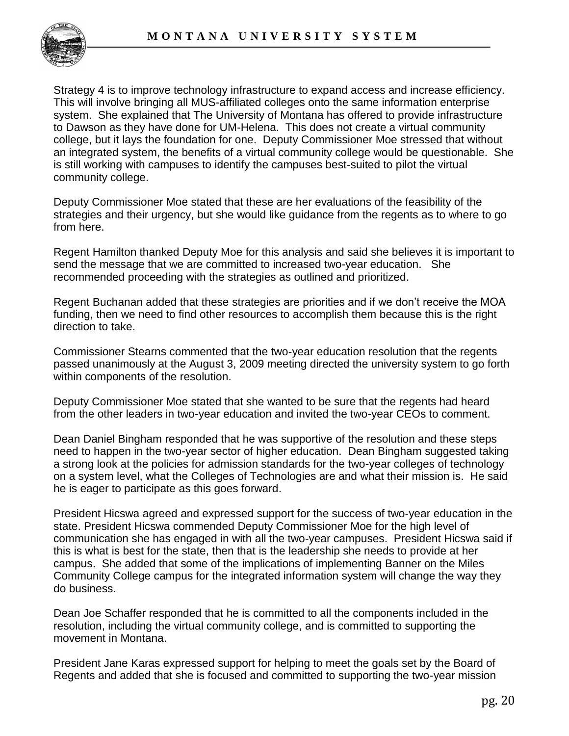Strategy 4 is to improve technology infrastructure to expand access and increase efficiency. This will involve bringing all MUS-affiliated colleges onto the same information enterprise system. She explained that The University of Montana has offered to provide infrastructure to Dawson as they have done for UM-Helena. This does not create a virtual community college, but it lays the foundation for one. Deputy Commissioner Moe stressed that without an integrated system, the benefits of a virtual community college would be questionable. She is still working with campuses to identify the campuses best-suited to pilot the virtual community college.

Deputy Commissioner Moe stated that these are her evaluations of the feasibility of the strategies and their urgency, but she would like guidance from the regents as to where to go from here.

Regent Hamilton thanked Deputy Moe for this analysis and said she believes it is important to send the message that we are committed to increased two-year education. She recommended proceeding with the strategies as outlined and prioritized.

Regent Buchanan added that these strategies are priorities and if we don't receive the MOA funding, then we need to find other resources to accomplish them because this is the right direction to take.

Commissioner Stearns commented that the two-year education resolution that the regents passed unanimously at the August 3, 2009 meeting directed the university system to go forth within components of the resolution.

Deputy Commissioner Moe stated that she wanted to be sure that the regents had heard from the other leaders in two-year education and invited the two-year CEOs to comment.

Dean Daniel Bingham responded that he was supportive of the resolution and these steps need to happen in the two-year sector of higher education. Dean Bingham suggested taking a strong look at the policies for admission standards for the two-year colleges of technology on a system level, what the Colleges of Technologies are and what their mission is. He said he is eager to participate as this goes forward.

President Hicswa agreed and expressed support for the success of two-year education in the state. President Hicswa commended Deputy Commissioner Moe for the high level of communication she has engaged in with all the two-year campuses. President Hicswa said if this is what is best for the state, then that is the leadership she needs to provide at her campus. She added that some of the implications of implementing Banner on the Miles Community College campus for the integrated information system will change the way they do business.

Dean Joe Schaffer responded that he is committed to all the components included in the resolution, including the virtual community college, and is committed to supporting the movement in Montana.

President Jane Karas expressed support for helping to meet the goals set by the Board of Regents and added that she is focused and committed to supporting the two-year mission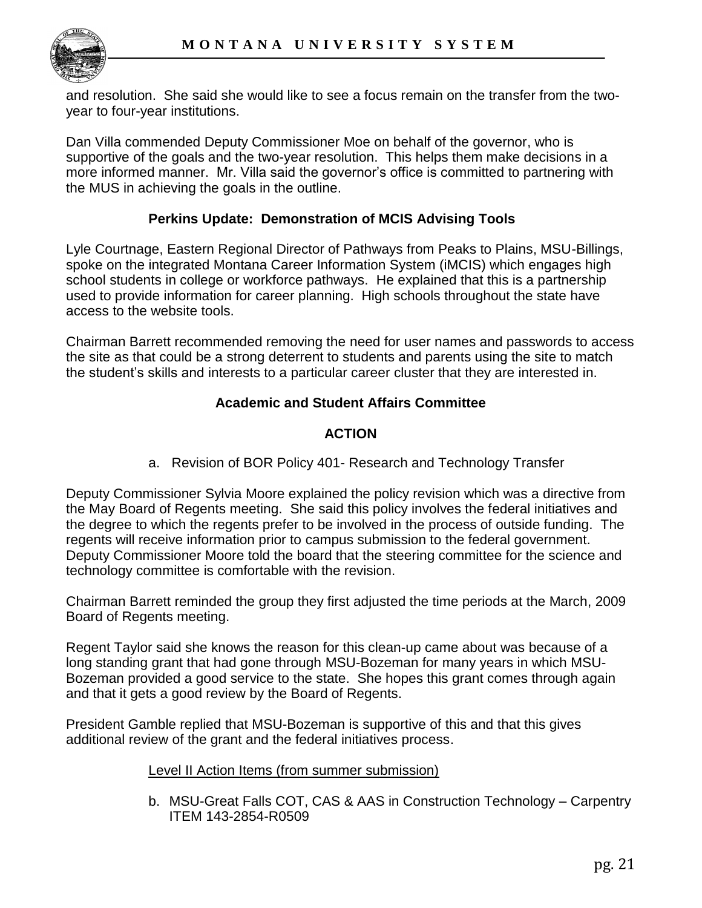and resolution. She said she would like to see a focus remain on the transfer from the two-year to four-year institutions.

Dan Villa commended Deputy Commissioner Moe on behalf of the governor, who is supportive of the goals and the two-year resolution. This helps them make decisions in a more informed manner. Mr. Villa said the governor's office is committed to partnering with the MUS in achieving the goals in the outline.

**Perkins Update: Demonstration of MCIS Advising Tools**

Lyle Courtnage, Eastern Regional Director of Pathways from Peaks to Plains, MSU-Billings, spoke on the integrated Montana Career Information System (iMCIS) which engages high school students in college or workforce pathways. He explained that this is a partnership used to provide information for career planning. High schools throughout the state have access to the website tools.

Chairman Barrett recommended removing the need for user names and passwords to access the site as that could be a strong deterrent to students and parents using the site to match the student's skills and interests to a particular career cluster that they are interested in.

**Academic and Student Affairs Committee**

**ACTION**

a. Revision of BOR Policy 401- Research and Technology Transfer

Deputy Commissioner Sylvia Moore explained the policy revision which was a directive from the May Board of Regents meeting. She said this policy involves the federal initiatives and the degree to which the regents prefer to be involved in the process of outside funding. The regents will receive information prior to campus submission to the federal government. Deputy Commissioner Moore told the board that the steering committee for the science and technology committee is comfortable with the revision.

Chairman Barrett reminded the group they first adjusted the time periods at the March, 2009 Board of Regents meeting.

Regent Taylor said she knows the reason for this clean-up came about was because of a long standing grant that had gone through MSU-Bozeman for many years in which MSU-Bozeman provided a good service to the state. She hopes this grant comes through again and that it gets a good review by the Board of Regents.

President Gamble replied that MSU-Bozeman is supportive of this and that this gives additional review of the grant and the federal initiatives process.

Level II Action Items (from summer submission)

b. MSU-Great Falls COT, CAS & AAS in Construction Technology – Carpentry ITEM 143-2854-R0509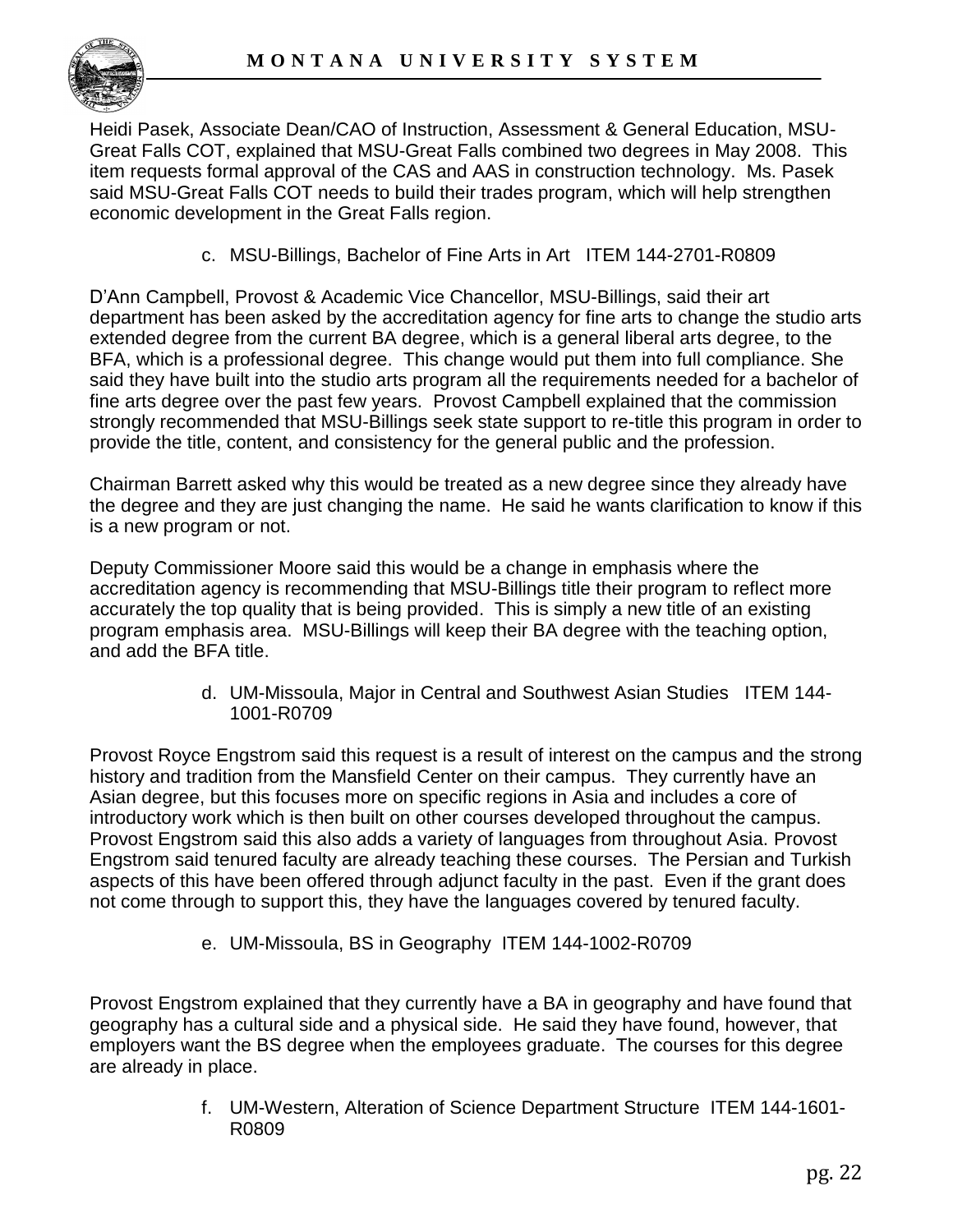Heidi Pasek, Associate Dean/CAO of Instruction, Assessment & General Education, MSU-Great Falls COT, explained that MSU-Great Falls combined two degrees in May 2008. This item requests formal approval of the CAS and AAS in construction technology. Ms. Pasek said MSU-Great Falls COT needs to build their trades program, which will help strengthen economic development in the Great Falls region.

c. MSU-Billings, Bachelor of Fine Arts in Art ITEM 144-2701-R0809

D'Ann Campbell, Provost & Academic Vice Chancellor, MSU-Billings, said their art department has been asked by the accreditation agency for fine arts to change the studio arts extended degree from the current BA degree, which is a general liberal arts degree, to the BFA, which is a professional degree. This change would put them into full compliance. She said they have built into the studio arts program all the requirements needed for a bachelor of fine arts degree over the past few years. Provost Campbell explained that the commission strongly recommended that MSU-Billings seek state support to re-title this program in order to provide the title, content, and consistency for the general public and the profession.

Chairman Barrett asked why this would be treated as a new degree since they already have the degree and they are just changing the name. He said he wants clarification to know if this is a new program or not.

Deputy Commissioner Moore said this would be a change in emphasis where the accreditation agency is recommending that MSU-Billings title their program to reflect more accurately the top quality that is being provided. This is simply a new title of an existing program emphasis area. MSU-Billings will keep their BA degree with the teaching option, and add the BFA title.

d. UM-Missoula, Major in Central and Southwest Asian Studies ITEM 144-1001-R0709

Provost Royce Engstrom said this request is a result of interest on the campus and the strong history and tradition from the Mansfield Center on their campus. They currently have an Asian degree, but this focuses more on specific regions in Asia and includes a core of introductory work which is then built on other courses developed throughout the campus. Provost Engstrom said this also adds a variety of languages from throughout Asia. Provost Engstrom said tenured faculty are already teaching these courses. The Persian and Turkish aspects of this have been offered through adjunct faculty in the past. Even if the grant does not come through to support this, they have the languages covered by tenured faculty.

e. UM-Missoula, BS in Geography ITEM 144-1002-R0709

Provost Engstrom explained that they currently have a BA in geography and have found that geography has a cultural side and a physical side. He said they have found, however, that employers want the BS degree when the employees graduate. The courses for this degree are already in place.

f. UM-Western, Alteration of Science Department Structure ITEM 144-1601-R0809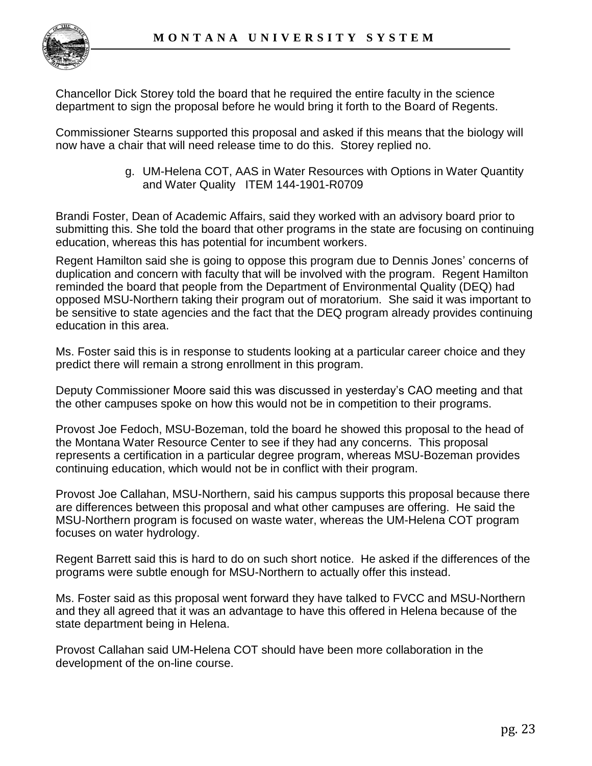Chancellor Dick Storey told the board that he required the entire faculty in the science department to sign the proposal before he would bring it forth to the Board of Regents.

Commissioner Stearns supported this proposal and asked if this means that the biology will now have a chair that will need release time to do this. Storey replied no.

g. UM-Helena COT, AAS in Water Resources with Options in Water Quantity and Water Quality ITEM 144-1901-R0709

Brandi Foster, Dean of Academic Affairs, said they worked with an advisory board prior to submitting this. She told the board that other programs in the state are focusing on continuing education, whereas this has potential for incumbent workers.

Regent Hamilton said she is going to oppose this program due to Dennis Jones' concerns of duplication and concern with faculty that will be involved with the program. Regent Hamilton reminded the board that people from the Department of Environmental Quality (DEQ) had opposed MSU-Northern taking their program out of moratorium. She said it was important to be sensitive to state agencies and the fact that the DEQ program already provides continuing education in this area.

Ms. Foster said this is in response to students looking at a particular career choice and they predict there will remain a strong enrollment in this program.

Deputy Commissioner Moore said this was discussed in yesterday's CAO meeting and that the other campuses spoke on how this would not be in competition to their programs.

Provost Joe Fedoch, MSU-Bozeman, told the board he showed this proposal to the head of the Montana Water Resource Center to see if they had any concerns. This proposal represents a certification in a particular degree program, whereas MSU-Bozeman provides continuing education, which would not be in conflict with their program.

Provost Joe Callahan, MSU-Northern, said his campus supports this proposal because there are differences between this proposal and what other campuses are offering. He said the MSU-Northern program is focused on waste water, whereas the UM-Helena COT program focuses on water hydrology.

Regent Barrett said this is hard to do on such short notice. He asked if the differences of the programs were subtle enough for MSU-Northern to actually offer this instead.

Ms. Foster said as this proposal went forward they have talked to FVCC and MSU-Northern and they all agreed that it was an advantage to have this offered in Helena because of the state department being in Helena.

Provost Callahan said UM-Helena COT should have been more collaboration in the development of the on-line course.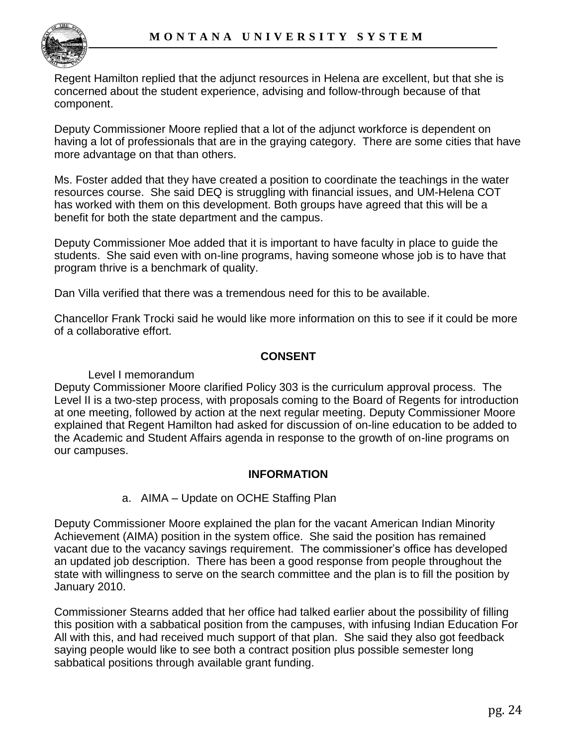Regent Hamilton replied that the adjunct resources in Helena are excellent, but that she is concerned about the student experience, advising and follow-through because of that component.

Deputy Commissioner Moore replied that a lot of the adjunct workforce is dependent on having a lot of professionals that are in the graying category. There are some cities that have more advantage on that than others.

Ms. Foster added that they have created a position to coordinate the teachings in the water resources course. She said DEQ is struggling with financial issues, and UM-Helena COT has worked with them on this development. Both groups have agreed that this will be a benefit for both the state department and the campus.

Deputy Commissioner Moe added that it is important to have faculty in place to guide the students. She said even with on-line programs, having someone whose job is to have that program thrive is a benchmark of quality.

Dan Villa verified that there was a tremendous need for this to be available.

Chancellor Frank Trocki said he would like more information on this to see if it could be more of a collaborative effort.

## CONSENT

Level I memorandum

Deputy Commissioner Moore clarified Policy 303 is the curriculum approval process. The Level II is a two-step process, with proposals coming to the Board of Regents for introduction at one meeting, followed by action at the next regular meeting. Deputy Commissioner Moore explained that Regent Hamilton had asked for discussion of on-line education to be added to the Academic and Student Affairs agenda in response to the growth of on-line programs on our campuses.

## INFORMATION

a. AIMA – Update on OCHE Staffing Plan

Deputy Commissioner Moore explained the plan for the vacant American Indian Minority Achievement (AIMA) position in the system office. She said the position has remained vacant due to the vacancy savings requirement. The commissioner's office has developed an updated job description. There has been a good response from people throughout the state with willingness to serve on the search committee and the plan is to fill the position by January 2010.

Commissioner Stearns added that her office had talked earlier about the possibility of filling this position with a sabbatical position from the campuses, with infusing Indian Education For All with this, and had received much support of that plan. She said they also got feedback saying people would like to see both a contract position plus possible semester long sabbatical positions through available grant funding.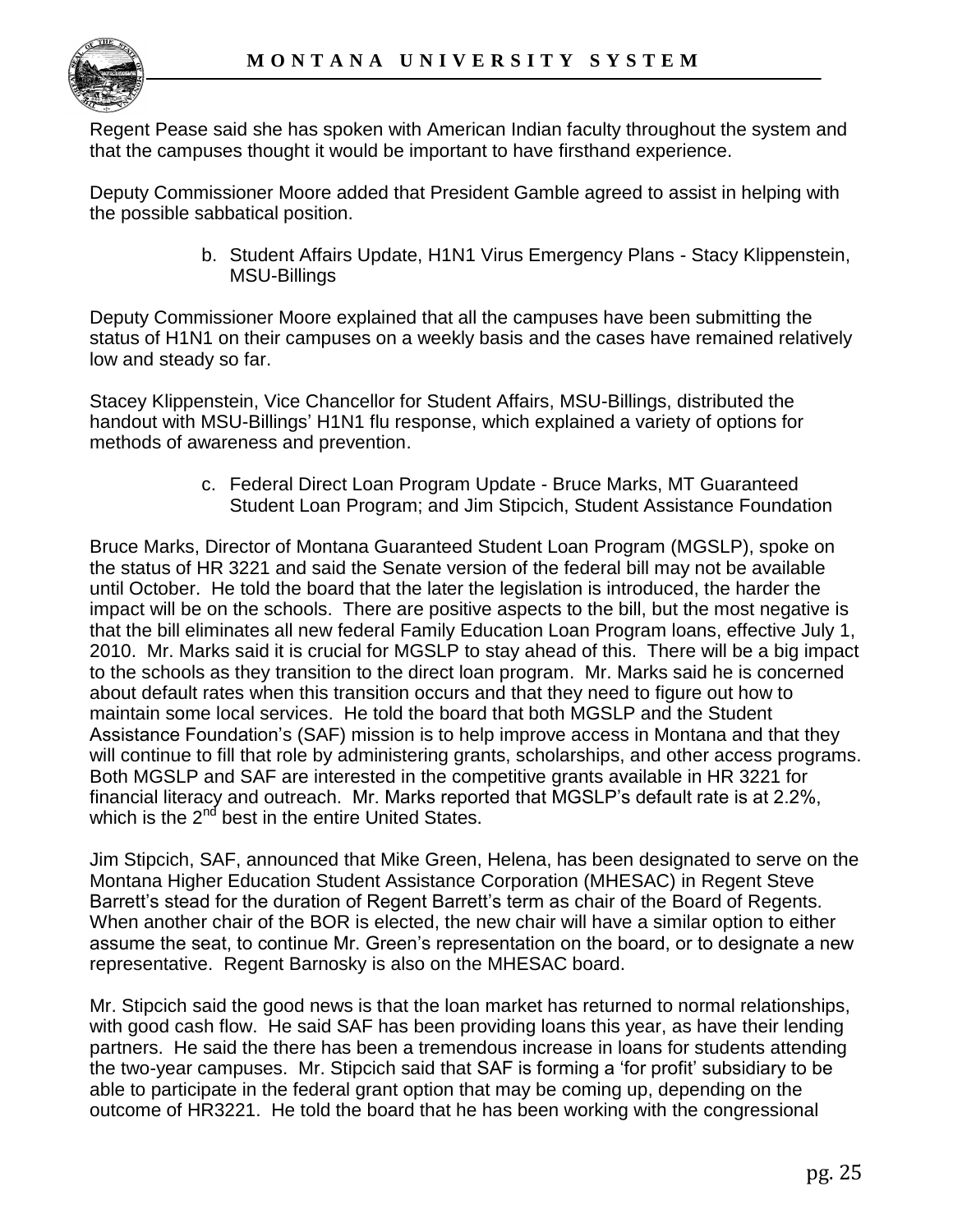Regent Pease said she has spoken with American Indian faculty throughout the system and that the campuses thought it would be important to have firsthand experience.

Deputy Commissioner Moore added that President Gamble agreed to assist in helping with the possible sabbatical position.

b. Student Affairs Update, H1N1 Virus Emergency Plans - Stacy Klippenstein, MSU-Billings

Deputy Commissioner Moore explained that all the campuses have been submitting the status of H1N1 on their campuses on a weekly basis and the cases have remained relatively low and steady so far.

Stacey Klippenstein, Vice Chancellor for Student Affairs, MSU-Billings, distributed the handout with MSU-Billings' H1N1 flu response, which explained a variety of options for methods of awareness and prevention.

c. Federal Direct Loan Program Update - Bruce Marks, MT Guaranteed Student Loan Program; and Jim Stipcich, Student Assistance Foundation

Bruce Marks, Director of Montana Guaranteed Student Loan Program (MGSLP), spoke on the status of HR 3221 and said the Senate version of the federal bill may not be available until October. He told the board that the later the legislation is introduced, the harder the impact will be on the schools. There are positive aspects to the bill, but the most negative is that the bill eliminates all new federal Family Education Loan Program loans, effective July 1, 2010. Mr. Marks said it is crucial for MGSLP to stay ahead of this. There will be a big impact to the schools as they transition to the direct loan program. Mr. Marks said he is concerned about default rates when this transition occurs and that they need to figure out how to maintain some local services. He told the board that both MGSLP and the Student Assistance Foundation's (SAF) mission is to help improve access in Montana and that they will continue to fill that role by administering grants, scholarships, and other access programs. Both MGSLP and SAF are interested in the competitive grants available in HR 3221 for financial literacy and outreach. Mr. Marks reported that MGSLP's default rate is at 2.2%, which is the 2nd best in the entire United States.

Jim Stipcich, SAF, announced that Mike Green, Helena, has been designated to serve on the Montana Higher Education Student Assistance Corporation (MHESAC) in Regent Steve Barrett's stead for the duration of Regent Barrett's term as chair of the Board of Regents. When another chair of the BOR is elected, the new chair will have a similar option to either assume the seat, to continue Mr. Green's representation on the board, or to designate a new representative. Regent Barnosky is also on the MHESAC board.

Mr. Stipcich said the good news is that the loan market has returned to normal relationships, with good cash flow. He said SAF has been providing loans this year, as have their lending partners. He said the there has been a tremendous increase in loans for students attending the two-year campuses. Mr. Stipcich said that SAF is forming a 'for profit' subsidiary to be able to participate in the federal grant option that may be coming up, depending on the outcome of HR3221. He told the board that he has been working with the congressional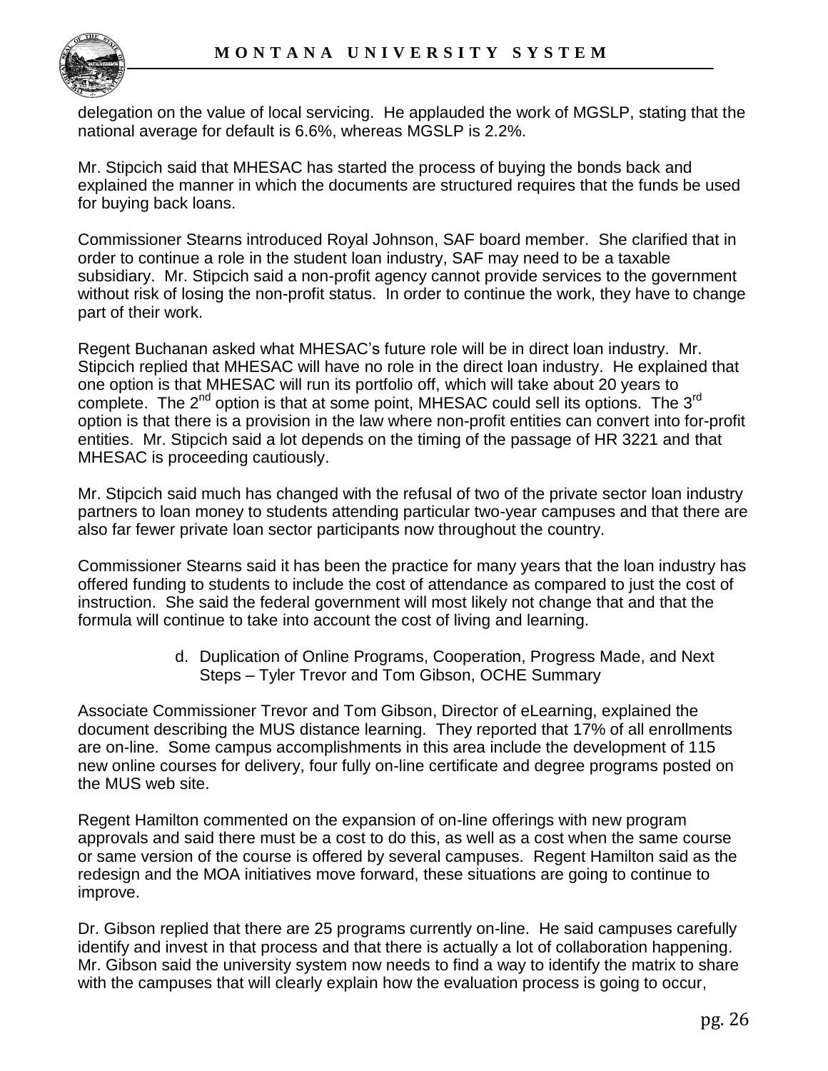delegation on the value of local servicing. He applauded the work of MGSLP, stating that the national average for default is 6.6%, whereas MGSLP is 2.2%.

Mr. Stipcich said that MHESAC has started the process of buying the bonds back and explained the manner in which the documents are structured requires that the funds be used for buying back loans.

Commissioner Stearns introduced Royal Johnson, SAF board member. She clarified that in order to continue a role in the student loan industry, SAF may need to be a taxable subsidiary. Mr. Stipcich said a non-profit agency cannot provide services to the government without risk of losing the non-profit status. In order to continue the work, they have to change part of their work.

Regent Buchanan asked what MHESAC's future role will be in direct loan industry. Mr. Stipcich replied that MHESAC will have no role in the direct loan industry. He explained that one option is that MHESAC will run its portfolio off, which will take about 20 years to complete. The 2nd option is that at some point, MHESAC could sell its options. The 3rd option is that there is a provision in the law where non-profit entities can convert into for-profit entities. Mr. Stipcich said a lot depends on the timing of the passage of HR 3221 and that MHESAC is proceeding cautiously.

Mr. Stipcich said much has changed with the refusal of two of the private sector loan industry partners to loan money to students attending particular two-year campuses and that there are also far fewer private loan sector participants now throughout the country.

Commissioner Stearns said it has been the practice for many years that the loan industry has offered funding to students to include the cost of attendance as compared to just the cost of instruction. She said the federal government will most likely not change that and that the formula will continue to take into account the cost of living and learning.

d. Duplication of Online Programs, Cooperation, Progress Made, and Next Steps – Tyler Trevor and Tom Gibson, OCHE Summary

Associate Commissioner Trevor and Tom Gibson, Director of eLearning, explained the document describing the MUS distance learning. They reported that 17% of all enrollments are on-line. Some campus accomplishments in this area include the development of 115 new online courses for delivery, four fully on-line certificate and degree programs posted on the MUS web site.

Regent Hamilton commented on the expansion of on-line offerings with new program approvals and said there must be a cost to do this, as well as a cost when the same course or same version of the course is offered by several campuses. Regent Hamilton said as the redesign and the MOA initiatives move forward, these situations are going to continue to improve.

Dr. Gibson replied that there are 25 programs currently on-line. He said campuses carefully identify and invest in that process and that there is actually a lot of collaboration happening. Mr. Gibson said the university system now needs to find a way to identify the matrix to share with the campuses that will clearly explain how the evaluation process is going to occur,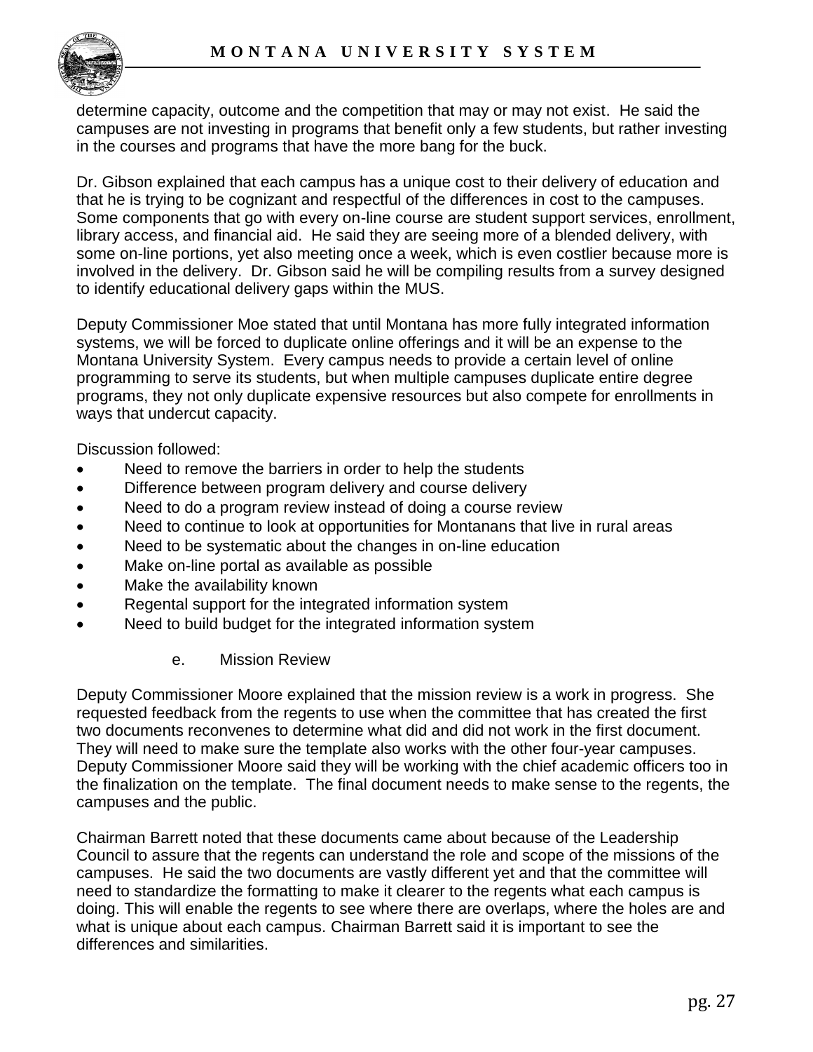determine capacity, outcome and the competition that may or may not exist. He said the campuses are not investing in programs that benefit only a few students, but rather investing in the courses and programs that have the more bang for the buck.

Dr. Gibson explained that each campus has a unique cost to their delivery of education and that he is trying to be cognizant and respectful of the differences in cost to the campuses. Some components that go with every on-line course are student support services, enrollment, library access, and financial aid. He said they are seeing more of a blended delivery, with some on-line portions, yet also meeting once a week, which is even costlier because more is involved in the delivery. Dr. Gibson said he will be compiling results from a survey designed to identify educational delivery gaps within the MUS.

Deputy Commissioner Moe stated that until Montana has more fully integrated information systems, we will be forced to duplicate online offerings and it will be an expense to the Montana University System. Every campus needs to provide a certain level of online programming to serve its students, but when multiple campuses duplicate entire degree programs, they not only duplicate expensive resources but also compete for enrollments in ways that undercut capacity.

Discussion followed:

- Need to remove the barriers in order to help the students
- Difference between program delivery and course delivery
- Need to do a program review instead of doing a course review
- Need to continue to look at opportunities for Montanans that live in rural areas
- Need to be systematic about the changes in on-line education
- Make on-line portal as available as possible
- Make the availability known
- Regental support for the integrated information system
- Need to build budget for the integrated information system

e. Mission Review

Deputy Commissioner Moore explained that the mission review is a work in progress. She requested feedback from the regents to use when the committee that has created the first two documents reconvenes to determine what did and did not work in the first document. They will need to make sure the template also works with the other four-year campuses. Deputy Commissioner Moore said they will be working with the chief academic officers too in the finalization on the template. The final document needs to make sense to the regents, the campuses and the public.

Chairman Barrett noted that these documents came about because of the Leadership Council to assure that the regents can understand the role and scope of the missions of the campuses. He said the two documents are vastly different yet and that the committee will need to standardize the formatting to make it clearer to the regents what each campus is doing. This will enable the regents to see where there are overlaps, where the holes are and what is unique about each campus. Chairman Barrett said it is important to see the differences and similarities.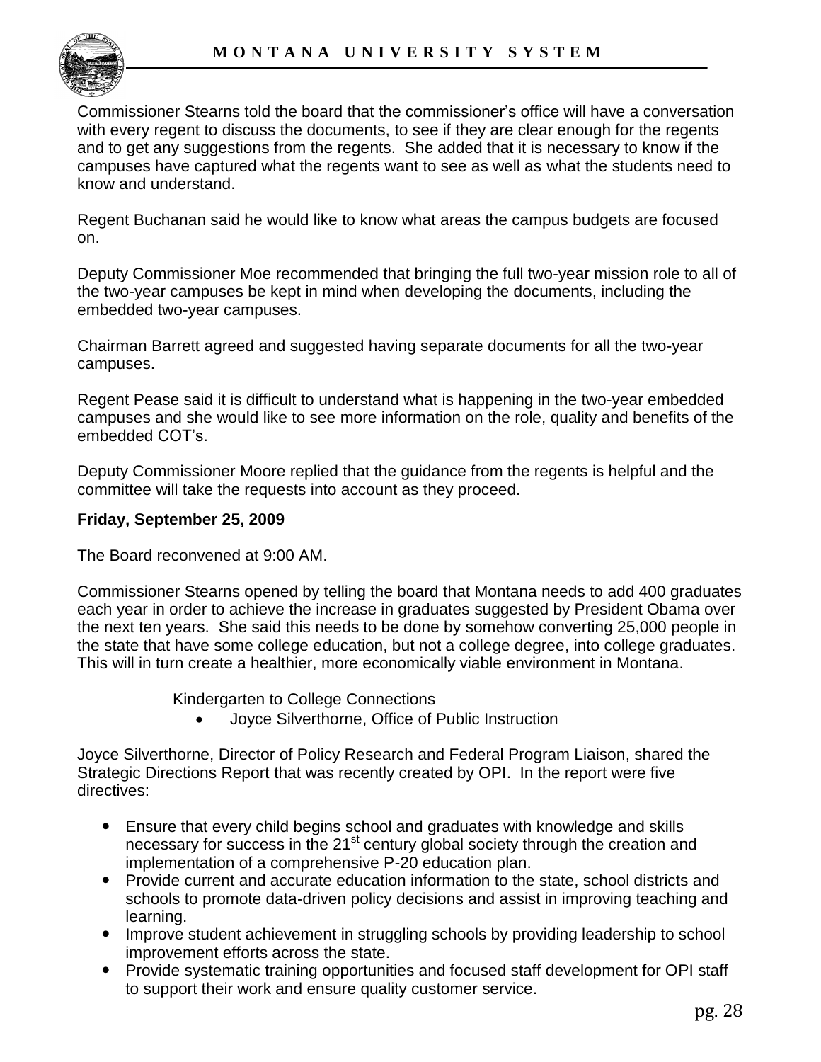Commissioner Stearns told the board that the commissioner's office will have a conversation with every regent to discuss the documents, to see if they are clear enough for the regents and to get any suggestions from the regents. She added that it is necessary to know if the campuses have captured what the regents want to see as well as what the students need to know and understand.

Regent Buchanan said he would like to know what areas the campus budgets are focused on.

Deputy Commissioner Moe recommended that bringing the full two-year mission role to all of the two-year campuses be kept in mind when developing the documents, including the embedded two-year campuses.

Chairman Barrett agreed and suggested having separate documents for all the two-year campuses.

Regent Pease said it is difficult to understand what is happening in the two-year embedded campuses and she would like to see more information on the role, quality and benefits of the embedded COT's.

Deputy Commissioner Moore replied that the guidance from the regents is helpful and the committee will take the requests into account as they proceed.

**Friday, September 25, 2009**

The Board reconvened at 9:00 AM.

Commissioner Stearns opened by telling the board that Montana needs to add 400 graduates each year in order to achieve the increase in graduates suggested by President Obama over the next ten years. She said this needs to be done by somehow converting 25,000 people in the state that have some college education, but not a college degree, into college graduates. This will in turn create a healthier, more economically viable environment in Montana.

Kindergarten to College Connections

- Joyce Silverthorne, Office of Public Instruction

Joyce Silverthorne, Director of Policy Research and Federal Program Liaison, shared the Strategic Directions Report that was recently created by OPI. In the report were five directives:

- Ensure that every child begins school and graduates with knowledge and skills necessary for success in the 21st century global society through the creation and implementation of a comprehensive P-20 education plan.
- Provide current and accurate education information to the state, school districts and schools to promote data-driven policy decisions and assist in improving teaching and learning.
- Improve student achievement in struggling schools by providing leadership to school improvement efforts across the state.
- Provide systematic training opportunities and focused staff development for OPI staff to support their work and ensure quality customer service.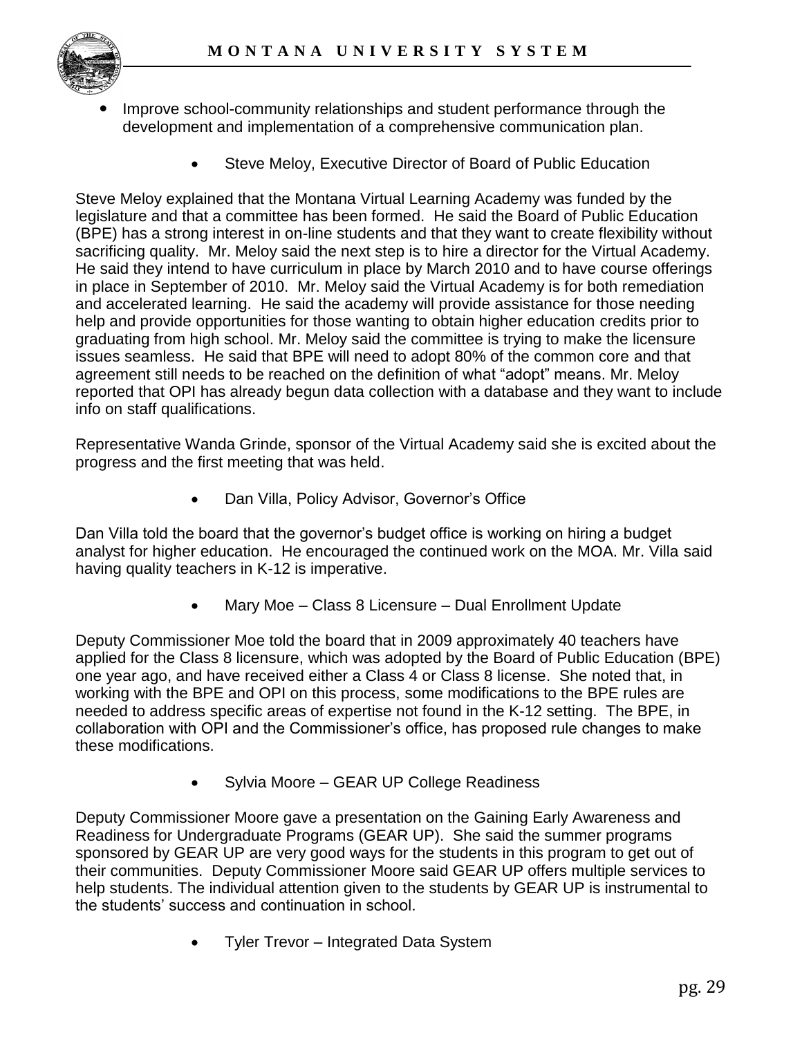- Improve school-community relationships and student performance through the development and implementation of a comprehensive communication plan.

  - Steve Meloy, Executive Director of Board of Public Education

Steve Meloy explained that the Montana Virtual Learning Academy was funded by the legislature and that a committee has been formed. He said the Board of Public Education (BPE) has a strong interest in on-line students and that they want to create flexibility without sacrificing quality. Mr. Meloy said the next step is to hire a director for the Virtual Academy. He said they intend to have curriculum in place by March 2010 and to have course offerings in place in September of 2010. Mr. Meloy said the Virtual Academy is for both remediation and accelerated learning. He said the academy will provide assistance for those needing help and provide opportunities for those wanting to obtain higher education credits prior to graduating from high school. Mr. Meloy said the committee is trying to make the licensure issues seamless. He said that BPE will need to adopt 80% of the common core and that agreement still needs to be reached on the definition of what "adopt" means. Mr. Meloy reported that OPI has already begun data collection with a database and they want to include info on staff qualifications.

Representative Wanda Grinde, sponsor of the Virtual Academy said she is excited about the progress and the first meeting that was held.

  - Dan Villa, Policy Advisor, Governor's Office

Dan Villa told the board that the governor's budget office is working on hiring a budget analyst for higher education. He encouraged the continued work on the MOA. Mr. Villa said having quality teachers in K-12 is imperative.

  - Mary Moe – Class 8 Licensure – Dual Enrollment Update

Deputy Commissioner Moe told the board that in 2009 approximately 40 teachers have applied for the Class 8 licensure, which was adopted by the Board of Public Education (BPE) one year ago, and have received either a Class 4 or Class 8 license. She noted that, in working with the BPE and OPI on this process, some modifications to the BPE rules are needed to address specific areas of expertise not found in the K-12 setting. The BPE, in collaboration with OPI and the Commissioner's office, has proposed rule changes to make these modifications.

  - Sylvia Moore – GEAR UP College Readiness

Deputy Commissioner Moore gave a presentation on the Gaining Early Awareness and Readiness for Undergraduate Programs (GEAR UP). She said the summer programs sponsored by GEAR UP are very good ways for the students in this program to get out of their communities. Deputy Commissioner Moore said GEAR UP offers multiple services to help students. The individual attention given to the students by GEAR UP is instrumental to the students' success and continuation in school.

  - Tyler Trevor – Integrated Data System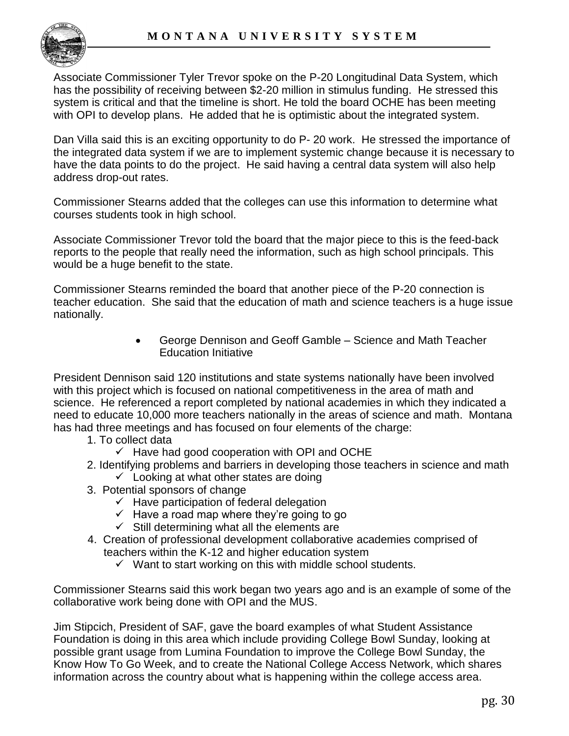Associate Commissioner Tyler Trevor spoke on the P-20 Longitudinal Data System, which has the possibility of receiving between $2-20 million in stimulus funding. He stressed this system is critical and that the timeline is short. He told the board OCHE has been meeting with OPI to develop plans. He added that he is optimistic about the integrated system.

Dan Villa said this is an exciting opportunity to do P- 20 work. He stressed the importance of the integrated data system if we are to implement systemic change because it is necessary to have the data points to do the project. He said having a central data system will also help address drop-out rates.

Commissioner Stearns added that the colleges can use this information to determine what courses students took in high school.

Associate Commissioner Trevor told the board that the major piece to this is the feed-back reports to the people that really need the information, such as high school principals. This would be a huge benefit to the state.

Commissioner Stearns reminded the board that another piece of the P-20 connection is teacher education. She said that the education of math and science teachers is a huge issue nationally.

- George Dennison and Geoff Gamble – Science and Math Teacher Education Initiative

President Dennison said 120 institutions and state systems nationally have been involved with this project which is focused on national competitiveness in the area of math and science. He referenced a report completed by national academies in which they indicated a need to educate 10,000 more teachers nationally in the areas of science and math. Montana has had three meetings and has focused on four elements of the charge:

1. To collect data
   - ✓ Have had good cooperation with OPI and OCHE
2. Identifying problems and barriers in developing those teachers in science and math
   - ✓ Looking at what other states are doing
3. Potential sponsors of change
   - ✓ Have participation of federal delegation
   - ✓ Have a road map where they're going to go
   - ✓ Still determining what all the elements are
4. Creation of professional development collaborative academies comprised of teachers within the K-12 and higher education system
   - ✓ Want to start working on this with middle school students.

Commissioner Stearns said this work began two years ago and is an example of some of the collaborative work being done with OPI and the MUS.

Jim Stipcich, President of SAF, gave the board examples of what Student Assistance Foundation is doing in this area which include providing College Bowl Sunday, looking at possible grant usage from Lumina Foundation to improve the College Bowl Sunday, the Know How To Go Week, and to create the National College Access Network, which shares information across the country about what is happening within the college access area.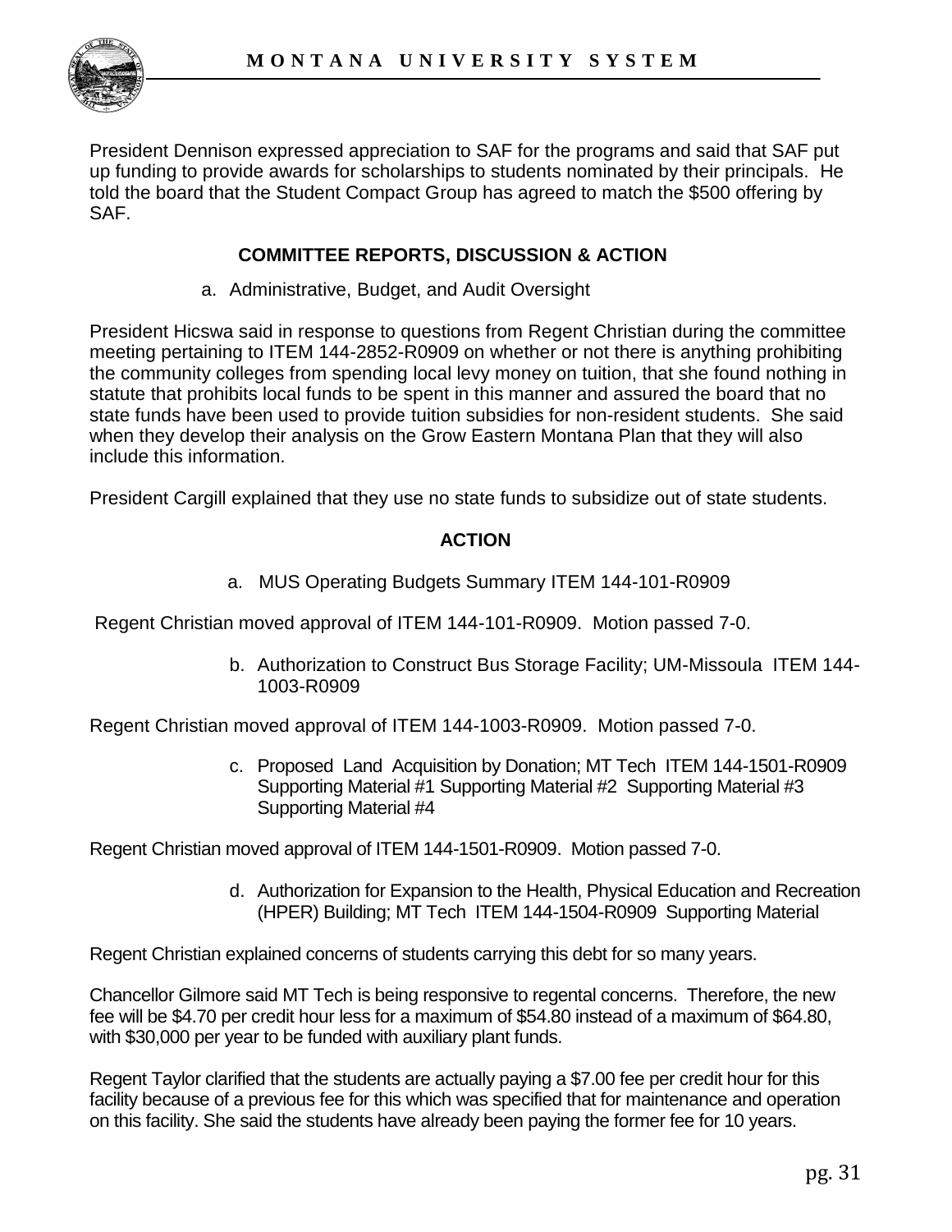President Dennison expressed appreciation to SAF for the programs and said that SAF put up funding to provide awards for scholarships to students nominated by their principals. He told the board that the Student Compact Group has agreed to match the $500 offering by SAF.

## COMMITTEE REPORTS, DISCUSSION & ACTION

a. Administrative, Budget, and Audit Oversight

President Hicswa said in response to questions from Regent Christian during the committee meeting pertaining to ITEM 144-2852-R0909 on whether or not there is anything prohibiting the community colleges from spending local levy money on tuition, that she found nothing in statute that prohibits local funds to be spent in this manner and assured the board that no state funds have been used to provide tuition subsidies for non-resident students. She said when they develop their analysis on the Grow Eastern Montana Plan that they will also include this information.

President Cargill explained that they use no state funds to subsidize out of state students.

### ACTION

a. MUS Operating Budgets Summary ITEM 144-101-R0909

Regent Christian moved approval of ITEM 144-101-R0909. Motion passed 7-0.

b. Authorization to Construct Bus Storage Facility; UM-Missoula ITEM 144-1003-R0909

Regent Christian moved approval of ITEM 144-1003-R0909. Motion passed 7-0.

c. Proposed Land Acquisition by Donation; MT Tech ITEM 144-1501-R0909 Supporting Material #1 Supporting Material #2 Supporting Material #3 Supporting Material #4

Regent Christian moved approval of ITEM 144-1501-R0909. Motion passed 7-0.

d. Authorization for Expansion to the Health, Physical Education and Recreation (HPER) Building; MT Tech ITEM 144-1504-R0909 Supporting Material

Regent Christian explained concerns of students carrying this debt for so many years.

Chancellor Gilmore said MT Tech is being responsive to regental concerns. Therefore, the new fee will be $4.70 per credit hour less for a maximum of $54.80 instead of a maximum of $64.80, with $30,000 per year to be funded with auxiliary plant funds.

Regent Taylor clarified that the students are actually paying a $7.00 fee per credit hour for this facility because of a previous fee for this which was specified that for maintenance and operation on this facility. She said the students have already been paying the former fee for 10 years.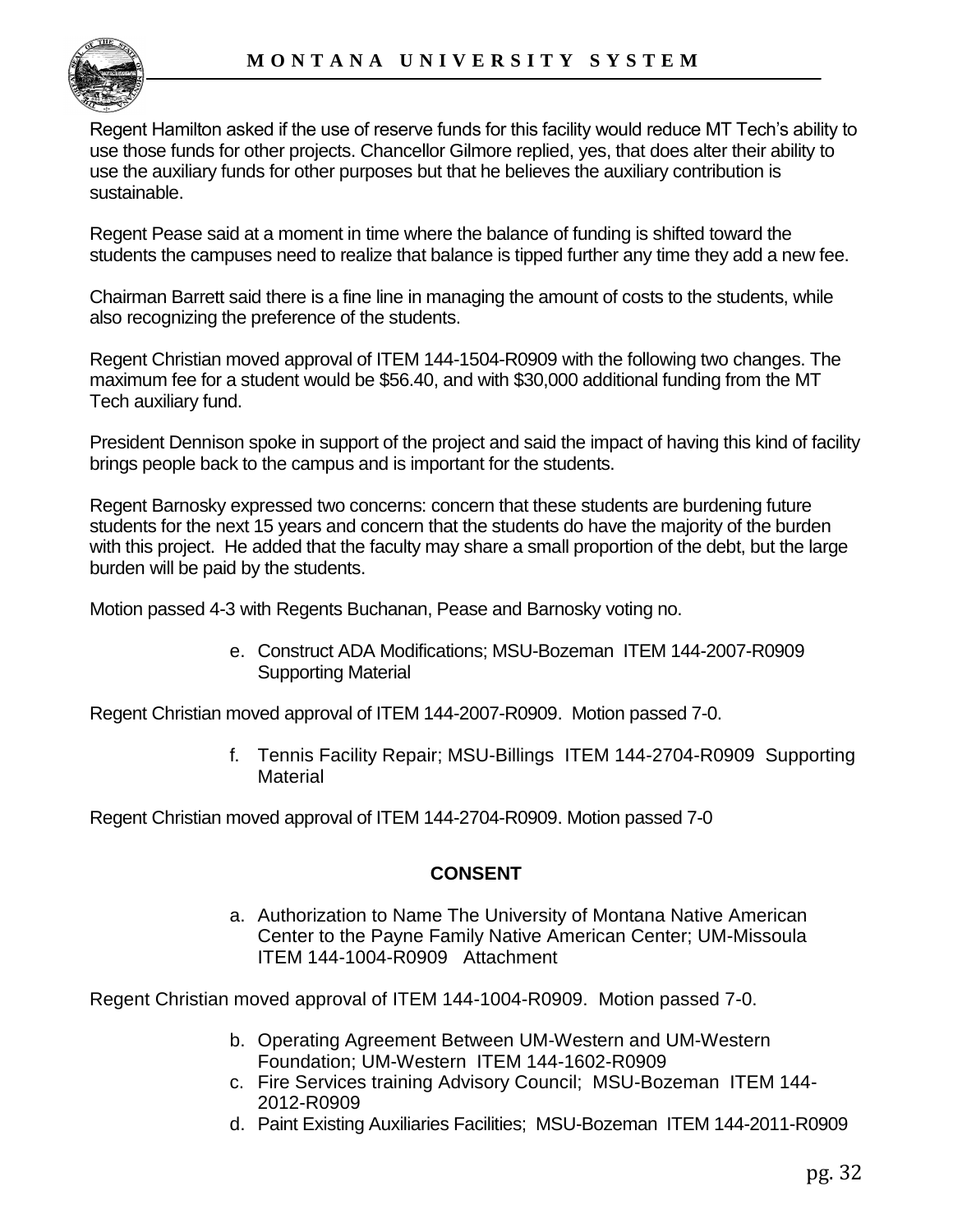Regent Hamilton asked if the use of reserve funds for this facility would reduce MT Tech's ability to use those funds for other projects. Chancellor Gilmore replied, yes, that does alter their ability to use the auxiliary funds for other purposes but that he believes the auxiliary contribution is sustainable.

Regent Pease said at a moment in time where the balance of funding is shifted toward the students the campuses need to realize that balance is tipped further any time they add a new fee.

Chairman Barrett said there is a fine line in managing the amount of costs to the students, while also recognizing the preference of the students.

Regent Christian moved approval of ITEM 144-1504-R0909 with the following two changes. The maximum fee for a student would be $56.40, and with $30,000 additional funding from the MT Tech auxiliary fund.

President Dennison spoke in support of the project and said the impact of having this kind of facility brings people back to the campus and is important for the students.

Regent Barnosky expressed two concerns: concern that these students are burdening future students for the next 15 years and concern that the students do have the majority of the burden with this project. He added that the faculty may share a small proportion of the debt, but the large burden will be paid by the students.

Motion passed 4-3 with Regents Buchanan, Pease and Barnosky voting no.

e. Construct ADA Modifications; MSU-Bozeman ITEM 144-2007-R0909 Supporting Material

Regent Christian moved approval of ITEM 144-2007-R0909. Motion passed 7-0.

f. Tennis Facility Repair; MSU-Billings ITEM 144-2704-R0909 Supporting Material

Regent Christian moved approval of ITEM 144-2704-R0909. Motion passed 7-0

## CONSENT

a. Authorization to Name The University of Montana Native American Center to the Payne Family Native American Center; UM-Missoula ITEM 144-1004-R0909 Attachment

Regent Christian moved approval of ITEM 144-1004-R0909. Motion passed 7-0.

b. Operating Agreement Between UM-Western and UM-Western Foundation; UM-Western ITEM 144-1602-R0909
c. Fire Services training Advisory Council; MSU-Bozeman ITEM 144-2012-R0909
d. Paint Existing Auxiliaries Facilities; MSU-Bozeman ITEM 144-2011-R0909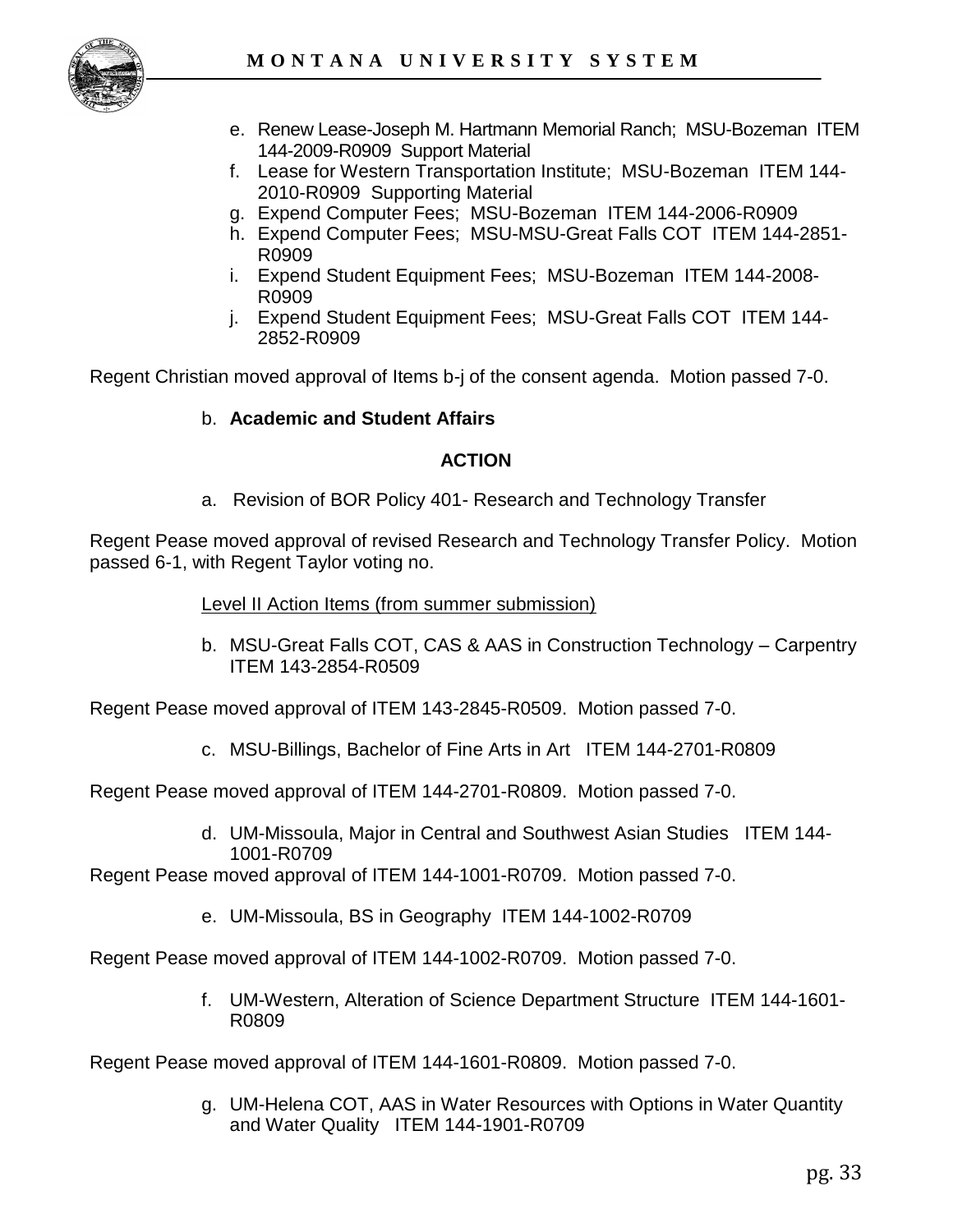e. Renew Lease-Joseph M. Hartmann Memorial Ranch; MSU-Bozeman ITEM 144-2009-R0909 Support Material
f. Lease for Western Transportation Institute; MSU-Bozeman ITEM 144-2010-R0909 Supporting Material
g. Expend Computer Fees; MSU-Bozeman ITEM 144-2006-R0909
h. Expend Computer Fees; MSU-MSU-Great Falls COT ITEM 144-2851-R0909
i. Expend Student Equipment Fees; MSU-Bozeman ITEM 144-2008-R0909
j. Expend Student Equipment Fees; MSU-Great Falls COT ITEM 144-2852-R0909

Regent Christian moved approval of Items b-j of the consent agenda. Motion passed 7-0.

b. **Academic and Student Affairs**

**ACTION**

a. Revision of BOR Policy 401- Research and Technology Transfer

Regent Pease moved approval of revised Research and Technology Transfer Policy. Motion passed 6-1, with Regent Taylor voting no.

Level II Action Items (from summer submission)

b. MSU-Great Falls COT, CAS & AAS in Construction Technology – Carpentry ITEM 143-2854-R0509

Regent Pease moved approval of ITEM 143-2845-R0509. Motion passed 7-0.

c. MSU-Billings, Bachelor of Fine Arts in Art ITEM 144-2701-R0809

Regent Pease moved approval of ITEM 144-2701-R0809. Motion passed 7-0.

d. UM-Missoula, Major in Central and Southwest Asian Studies ITEM 144-1001-R0709

Regent Pease moved approval of ITEM 144-1001-R0709. Motion passed 7-0.

e. UM-Missoula, BS in Geography ITEM 144-1002-R0709

Regent Pease moved approval of ITEM 144-1002-R0709. Motion passed 7-0.

f. UM-Western, Alteration of Science Department Structure ITEM 144-1601-R0809

Regent Pease moved approval of ITEM 144-1601-R0809. Motion passed 7-0.

g. UM-Helena COT, AAS in Water Resources with Options in Water Quantity and Water Quality ITEM 144-1901-R0709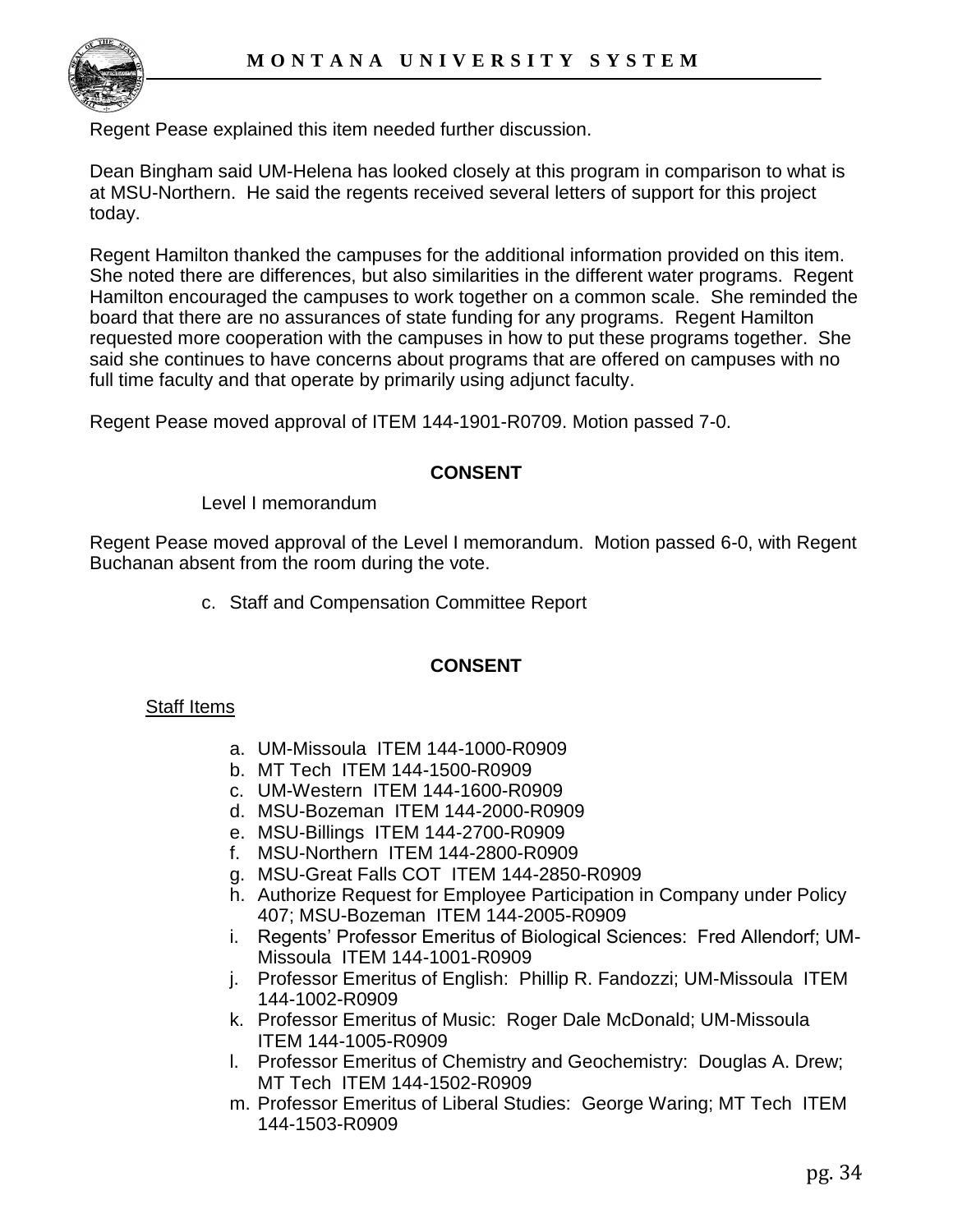Regent Pease explained this item needed further discussion.

Dean Bingham said UM-Helena has looked closely at this program in comparison to what is at MSU-Northern. He said the regents received several letters of support for this project today.

Regent Hamilton thanked the campuses for the additional information provided on this item. She noted there are differences, but also similarities in the different water programs. Regent Hamilton encouraged the campuses to work together on a common scale. She reminded the board that there are no assurances of state funding for any programs. Regent Hamilton requested more cooperation with the campuses in how to put these programs together. She said she continues to have concerns about programs that are offered on campuses with no full time faculty and that operate by primarily using adjunct faculty.

Regent Pease moved approval of ITEM 144-1901-R0709. Motion passed 7-0.

**CONSENT**

Level I memorandum

Regent Pease moved approval of the Level I memorandum. Motion passed 6-0, with Regent Buchanan absent from the room during the vote.

c. Staff and Compensation Committee Report

**CONSENT**

Staff Items

a. UM-Missoula ITEM 144-1000-R0909
b. MT Tech ITEM 144-1500-R0909
c. UM-Western ITEM 144-1600-R0909
d. MSU-Bozeman ITEM 144-2000-R0909
e. MSU-Billings ITEM 144-2700-R0909
f. MSU-Northern ITEM 144-2800-R0909
g. MSU-Great Falls COT ITEM 144-2850-R0909
h. Authorize Request for Employee Participation in Company under Policy 407; MSU-Bozeman ITEM 144-2005-R0909
i. Regents' Professor Emeritus of Biological Sciences: Fred Allendorf; UM-Missoula ITEM 144-1001-R0909
j. Professor Emeritus of English: Phillip R. Fandozzi; UM-Missoula ITEM 144-1002-R0909
k. Professor Emeritus of Music: Roger Dale McDonald; UM-Missoula ITEM 144-1005-R0909
l. Professor Emeritus of Chemistry and Geochemistry: Douglas A. Drew; MT Tech ITEM 144-1502-R0909
m. Professor Emeritus of Liberal Studies: George Waring; MT Tech ITEM 144-1503-R0909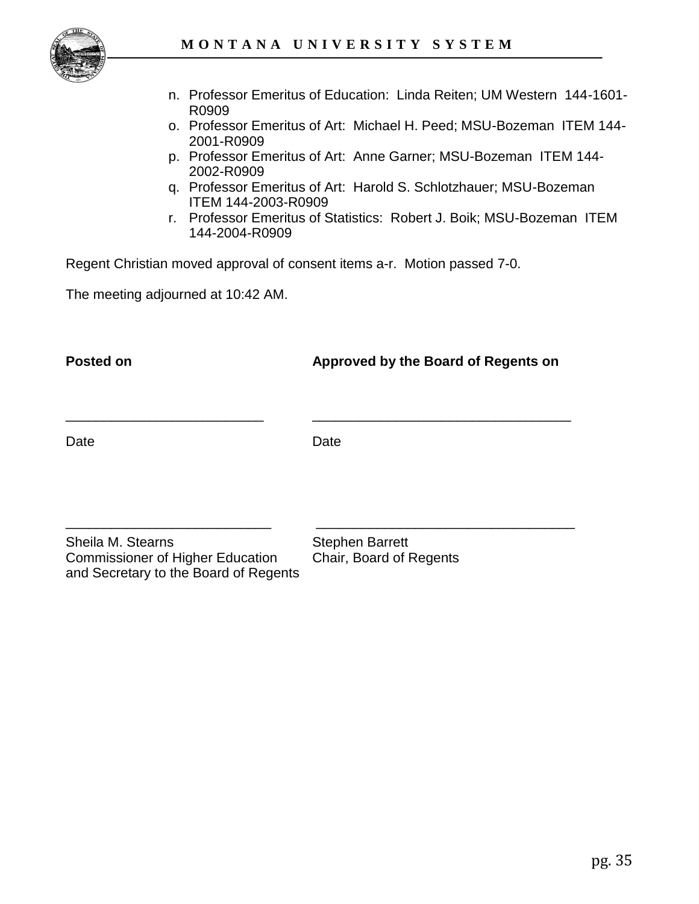n. Professor Emeritus of Education: Linda Reiten; UM Western 144-1601-R0909
o. Professor Emeritus of Art: Michael H. Peed; MSU-Bozeman ITEM 144-2001-R0909
p. Professor Emeritus of Art: Anne Garner; MSU-Bozeman ITEM 144-2002-R0909
q. Professor Emeritus of Art: Harold S. Schlotzhauer; MSU-Bozeman ITEM 144-2003-R0909
r. Professor Emeritus of Statistics: Robert J. Boik; MSU-Bozeman ITEM 144-2004-R0909

Regent Christian moved approval of consent items a-r. Motion passed 7-0.

The meeting adjourned at 10:42 AM.

**Posted on** **Approved by the Board of Regents on**

___________________________ ___________________________________

Date Date

___________________________ ___________________________________

Sheila M. Stearns
Commissioner of Higher Education
and Secretary to the Board of Regents

Stephen Barrett
Chair, Board of Regents